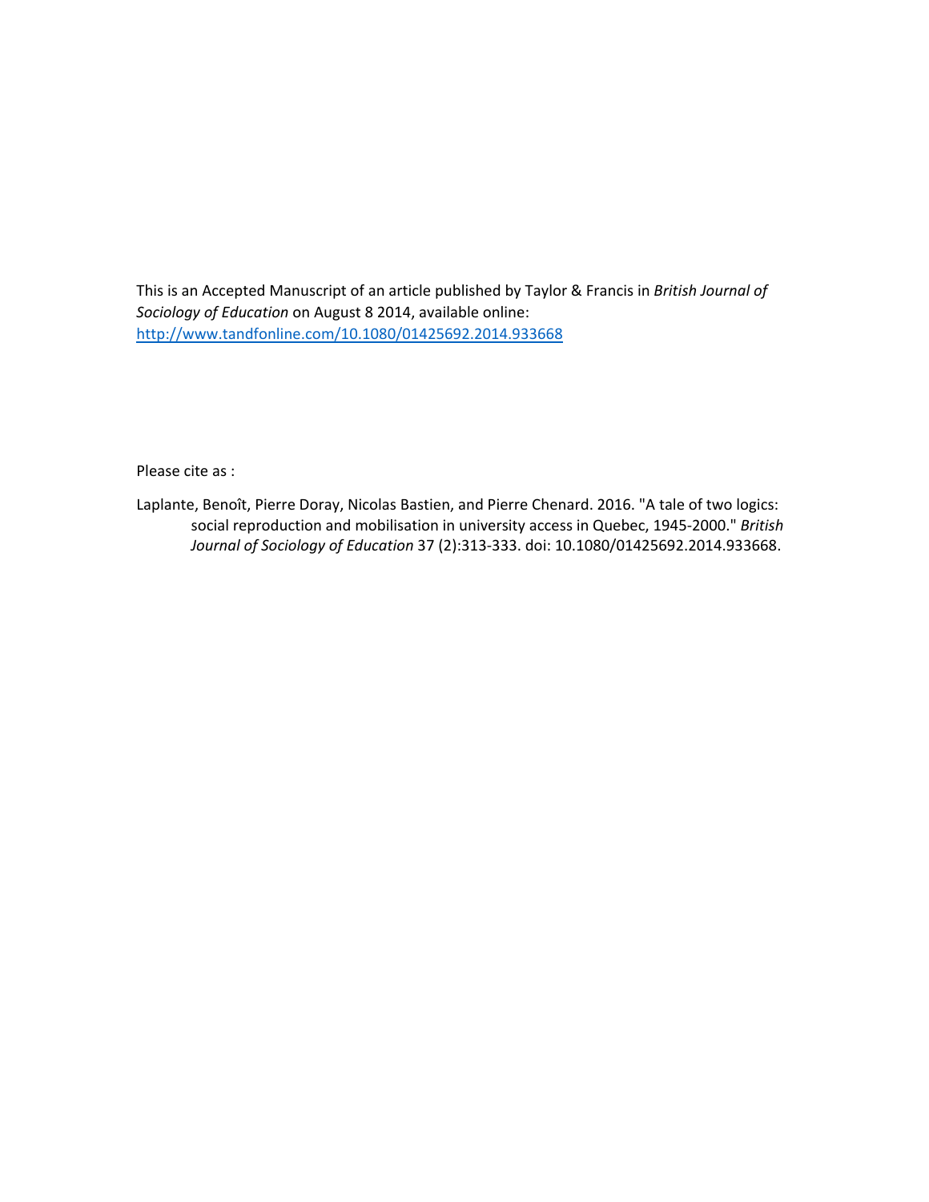This is an Accepted Manuscript of an article published by Taylor & Francis in *British Journal of Sociology of Education* on August 8 2014, available online: http://www.tandfonline.com/10.1080/01425692.2014.933668

Please cite as :

Laplante, Benoît, Pierre Doray, Nicolas Bastien, and Pierre Chenard. 2016. "A tale of two logics: social reproduction and mobilisation in university access in Quebec, 1945-2000." *British Journal of Sociology of Education* 37 (2):313-333. doi: 10.1080/01425692.2014.933668.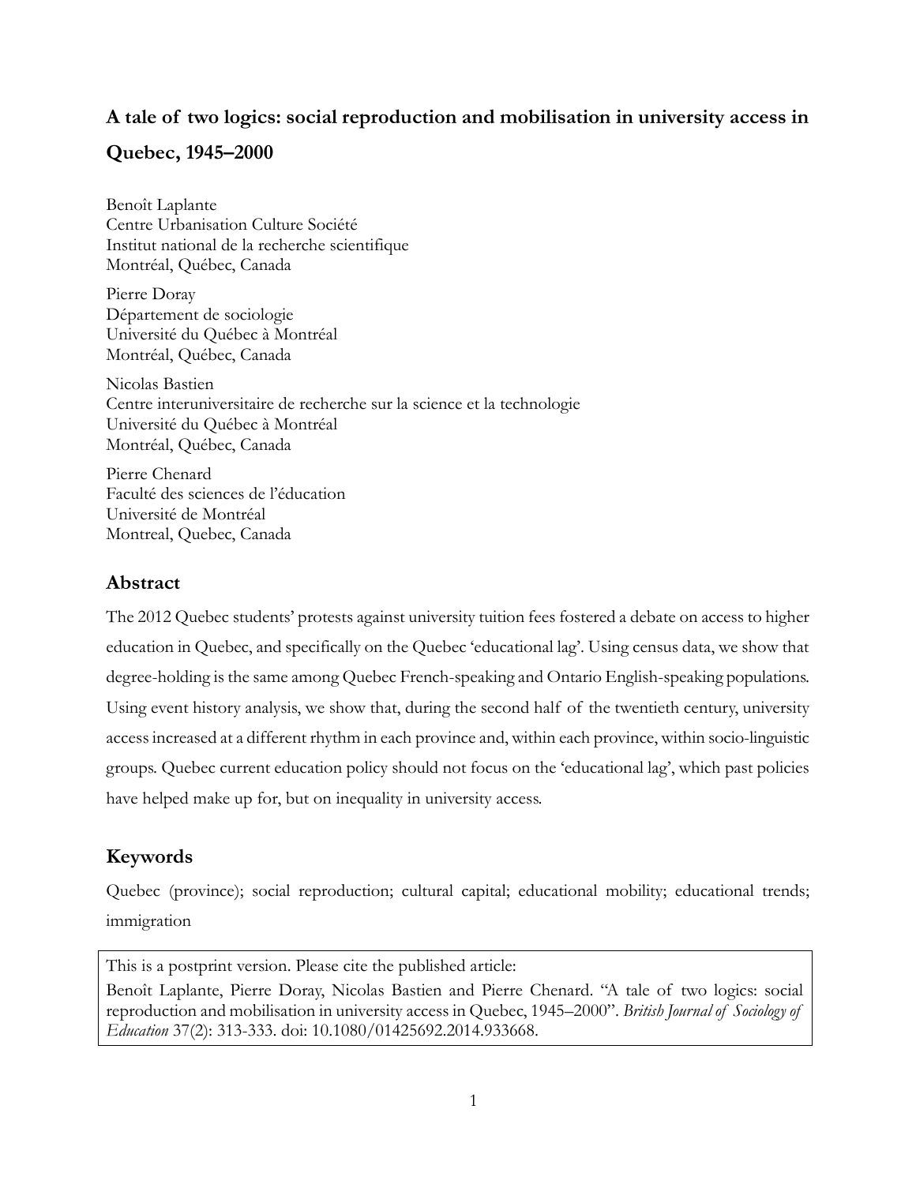**A tale of two logics: social reproduction and mobilisation in university access in Quebec, 1945–2000**

Benoît Laplante
Centre Urbanisation Culture Société
Institut national de la recherche scientifique
Montréal, Québec, Canada

Pierre Doray
Département de sociologie
Université du Québec à Montréal
Montréal, Québec, Canada

Nicolas Bastien
Centre interuniversitaire de recherche sur la science et la technologie
Université du Québec à Montréal
Montréal, Québec, Canada

Pierre Chenard
Faculté des sciences de l'éducation
Université de Montréal
Montreal, Quebec, Canada

## Abstract

The 2012 Quebec students' protests against university tuition fees fostered a debate on access to higher education in Quebec, and specifically on the Quebec 'educational lag'. Using census data, we show that degree-holding is the same among Quebec French-speaking and Ontario English-speaking populations. Using event history analysis, we show that, during the second half of the twentieth century, university access increased at a different rhythm in each province and, within each province, within socio-linguistic groups. Quebec current education policy should not focus on the 'educational lag', which past policies have helped make up for, but on inequality in university access.

## Keywords

Quebec (province); social reproduction; cultural capital; educational mobility; educational trends; immigration

This is a postprint version. Please cite the published article:
Benoît Laplante, Pierre Doray, Nicolas Bastien and Pierre Chenard. "A tale of two logics: social reproduction and mobilisation in university access in Quebec, 1945–2000". *British Journal of Sociology of Education* 37(2): 313-333. doi: 10.1080/01425692.2014.933668.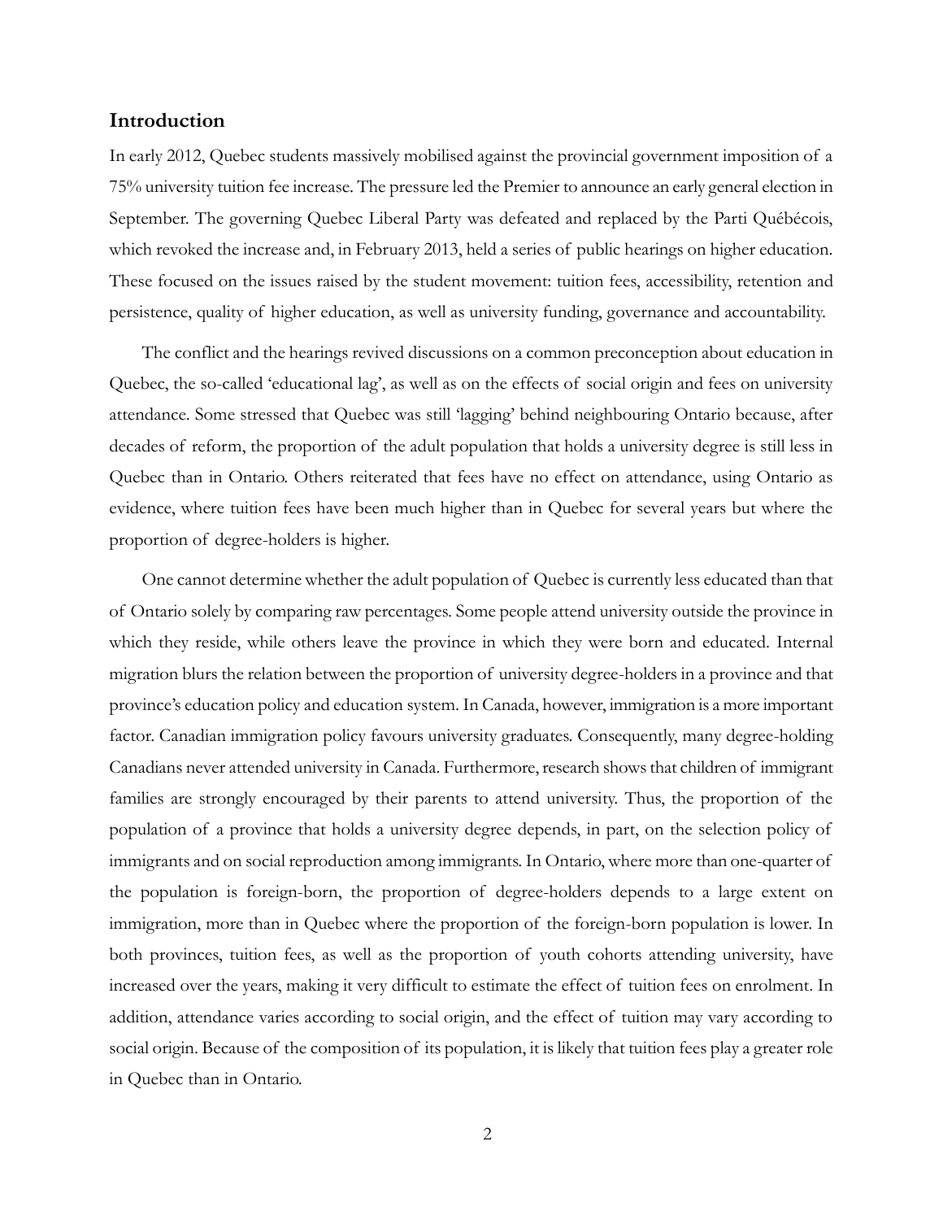## Introduction

In early 2012, Quebec students massively mobilised against the provincial government imposition of a 75% university tuition fee increase. The pressure led the Premier to announce an early general election in September. The governing Quebec Liberal Party was defeated and replaced by the Parti Québécois, which revoked the increase and, in February 2013, held a series of public hearings on higher education. These focused on the issues raised by the student movement: tuition fees, accessibility, retention and persistence, quality of higher education, as well as university funding, governance and accountability.

The conflict and the hearings revived discussions on a common preconception about education in Quebec, the so-called 'educational lag', as well as on the effects of social origin and fees on university attendance. Some stressed that Quebec was still 'lagging' behind neighbouring Ontario because, after decades of reform, the proportion of the adult population that holds a university degree is still less in Quebec than in Ontario. Others reiterated that fees have no effect on attendance, using Ontario as evidence, where tuition fees have been much higher than in Quebec for several years but where the proportion of degree-holders is higher.

One cannot determine whether the adult population of Quebec is currently less educated than that of Ontario solely by comparing raw percentages. Some people attend university outside the province in which they reside, while others leave the province in which they were born and educated. Internal migration blurs the relation between the proportion of university degree-holders in a province and that province's education policy and education system. In Canada, however, immigration is a more important factor. Canadian immigration policy favours university graduates. Consequently, many degree-holding Canadians never attended university in Canada. Furthermore, research shows that children of immigrant families are strongly encouraged by their parents to attend university. Thus, the proportion of the population of a province that holds a university degree depends, in part, on the selection policy of immigrants and on social reproduction among immigrants. In Ontario, where more than one-quarter of the population is foreign-born, the proportion of degree-holders depends to a large extent on immigration, more than in Quebec where the proportion of the foreign-born population is lower. In both provinces, tuition fees, as well as the proportion of youth cohorts attending university, have increased over the years, making it very difficult to estimate the effect of tuition fees on enrolment. In addition, attendance varies according to social origin, and the effect of tuition may vary according to social origin. Because of the composition of its population, it is likely that tuition fees play a greater role in Quebec than in Ontario.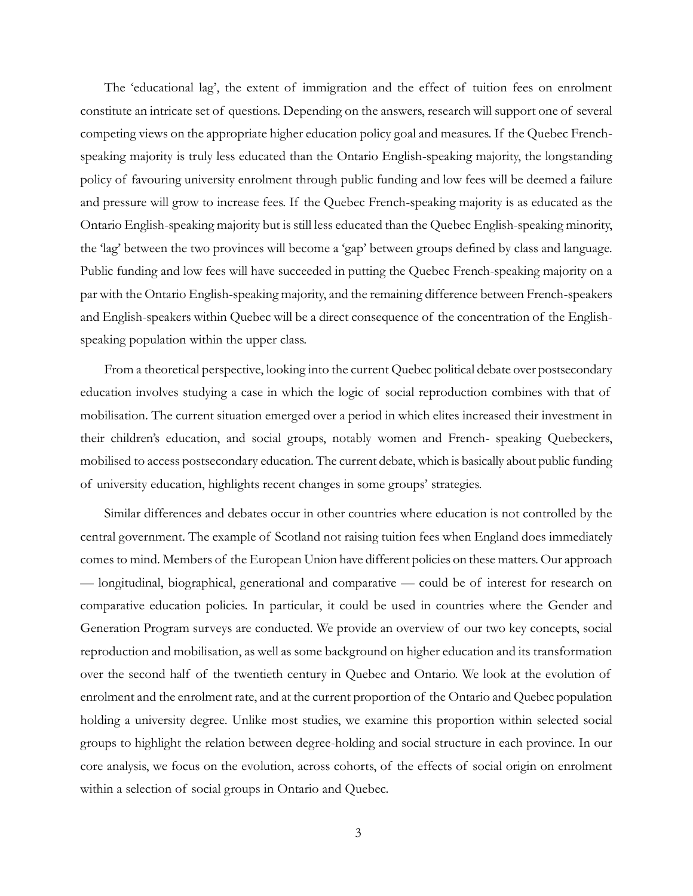The 'educational lag', the extent of immigration and the effect of tuition fees on enrolment constitute an intricate set of questions. Depending on the answers, research will support one of several competing views on the appropriate higher education policy goal and measures. If the Quebec French-speaking majority is truly less educated than the Ontario English-speaking majority, the longstanding policy of favouring university enrolment through public funding and low fees will be deemed a failure and pressure will grow to increase fees. If the Quebec French-speaking majority is as educated as the Ontario English-speaking majority but is still less educated than the Quebec English-speaking minority, the 'lag' between the two provinces will become a 'gap' between groups defined by class and language. Public funding and low fees will have succeeded in putting the Quebec French-speaking majority on a par with the Ontario English-speaking majority, and the remaining difference between French-speakers and English-speakers within Quebec will be a direct consequence of the concentration of the English-speaking population within the upper class.

From a theoretical perspective, looking into the current Quebec political debate over postsecondary education involves studying a case in which the logic of social reproduction combines with that of mobilisation. The current situation emerged over a period in which elites increased their investment in their children's education, and social groups, notably women and French- speaking Quebeckers, mobilised to access postsecondary education. The current debate, which is basically about public funding of university education, highlights recent changes in some groups' strategies.

Similar differences and debates occur in other countries where education is not controlled by the central government. The example of Scotland not raising tuition fees when England does immediately comes to mind. Members of the European Union have different policies on these matters. Our approach — longitudinal, biographical, generational and comparative — could be of interest for research on comparative education policies. In particular, it could be used in countries where the Gender and Generation Program surveys are conducted. We provide an overview of our two key concepts, social reproduction and mobilisation, as well as some background on higher education and its transformation over the second half of the twentieth century in Quebec and Ontario. We look at the evolution of enrolment and the enrolment rate, and at the current proportion of the Ontario and Quebec population holding a university degree. Unlike most studies, we examine this proportion within selected social groups to highlight the relation between degree-holding and social structure in each province. In our core analysis, we focus on the evolution, across cohorts, of the effects of social origin on enrolment within a selection of social groups in Ontario and Quebec.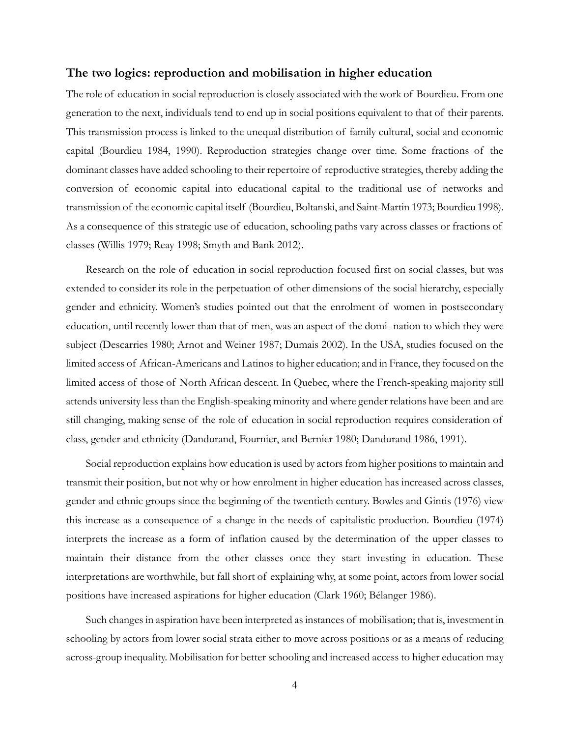## The two logics: reproduction and mobilisation in higher education

The role of education in social reproduction is closely associated with the work of Bourdieu. From one generation to the next, individuals tend to end up in social positions equivalent to that of their parents. This transmission process is linked to the unequal distribution of family cultural, social and economic capital (Bourdieu 1984, 1990). Reproduction strategies change over time. Some fractions of the dominant classes have added schooling to their repertoire of reproductive strategies, thereby adding the conversion of economic capital into educational capital to the traditional use of networks and transmission of the economic capital itself (Bourdieu, Boltanski, and Saint-Martin 1973; Bourdieu 1998). As a consequence of this strategic use of education, schooling paths vary across classes or fractions of classes (Willis 1979; Reay 1998; Smyth and Bank 2012).

Research on the role of education in social reproduction focused first on social classes, but was extended to consider its role in the perpetuation of other dimensions of the social hierarchy, especially gender and ethnicity. Women's studies pointed out that the enrolment of women in postsecondary education, until recently lower than that of men, was an aspect of the domi- nation to which they were subject (Descarries 1980; Arnot and Weiner 1987; Dumais 2002). In the USA, studies focused on the limited access of African-Americans and Latinos to higher education; and in France, they focused on the limited access of those of North African descent. In Quebec, where the French-speaking majority still attends university less than the English-speaking minority and where gender relations have been and are still changing, making sense of the role of education in social reproduction requires consideration of class, gender and ethnicity (Dandurand, Fournier, and Bernier 1980; Dandurand 1986, 1991).

Social reproduction explains how education is used by actors from higher positions to maintain and transmit their position, but not why or how enrolment in higher education has increased across classes, gender and ethnic groups since the beginning of the twentieth century. Bowles and Gintis (1976) view this increase as a consequence of a change in the needs of capitalistic production. Bourdieu (1974) interprets the increase as a form of inflation caused by the determination of the upper classes to maintain their distance from the other classes once they start investing in education. These interpretations are worthwhile, but fall short of explaining why, at some point, actors from lower social positions have increased aspirations for higher education (Clark 1960; Bélanger 1986).

Such changes in aspiration have been interpreted as instances of mobilisation; that is, investment in schooling by actors from lower social strata either to move across positions or as a means of reducing across-group inequality. Mobilisation for better schooling and increased access to higher education may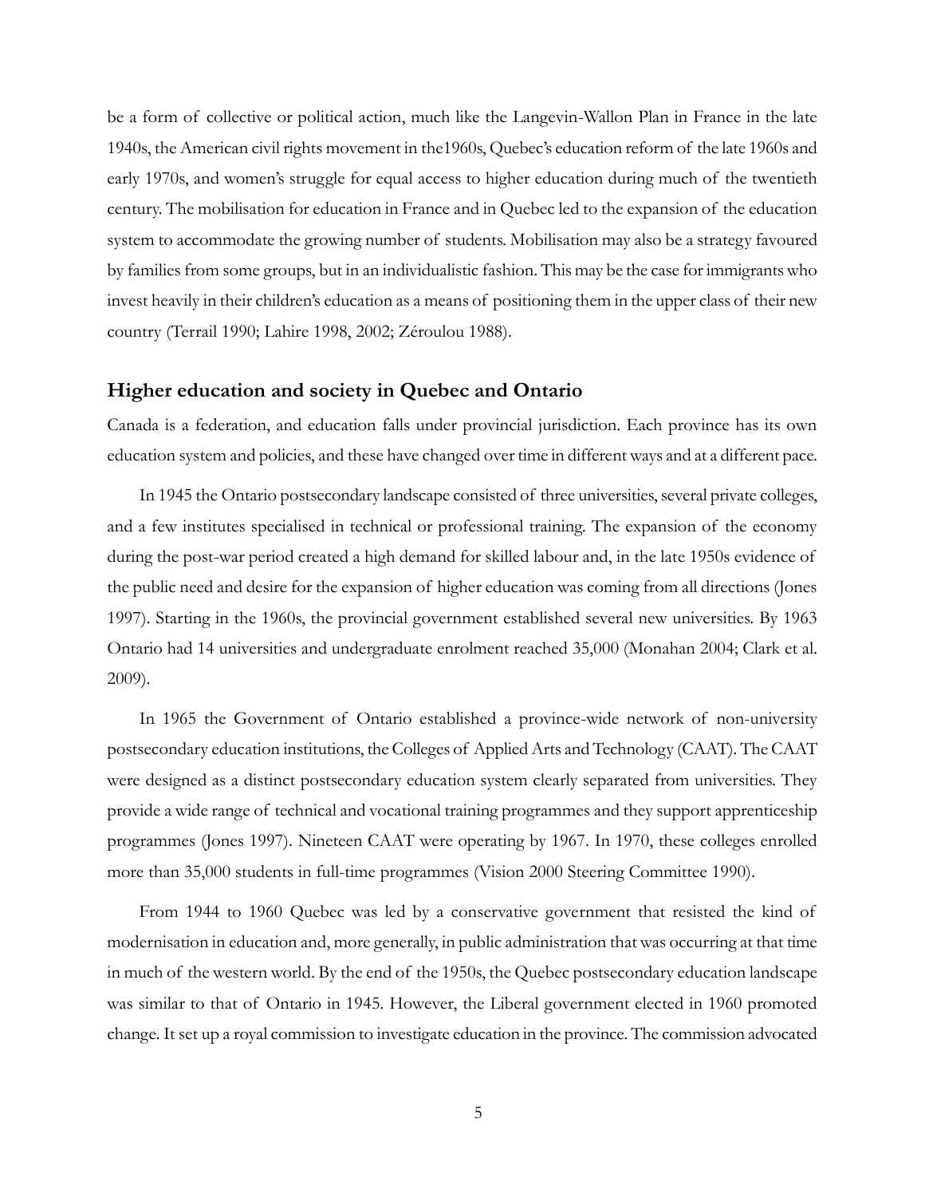be a form of collective or political action, much like the Langevin-Wallon Plan in France in the late 1940s, the American civil rights movement in the1960s, Quebec's education reform of the late 1960s and early 1970s, and women's struggle for equal access to higher education during much of the twentieth century. The mobilisation for education in France and in Quebec led to the expansion of the education system to accommodate the growing number of students. Mobilisation may also be a strategy favoured by families from some groups, but in an individualistic fashion. This may be the case for immigrants who invest heavily in their children's education as a means of positioning them in the upper class of their new country (Terrail 1990; Lahire 1998, 2002; Zéroulou 1988).

## Higher education and society in Quebec and Ontario

Canada is a federation, and education falls under provincial jurisdiction. Each province has its own education system and policies, and these have changed over time in different ways and at a different pace.

In 1945 the Ontario postsecondary landscape consisted of three universities, several private colleges, and a few institutes specialised in technical or professional training. The expansion of the economy during the post-war period created a high demand for skilled labour and, in the late 1950s evidence of the public need and desire for the expansion of higher education was coming from all directions (Jones 1997). Starting in the 1960s, the provincial government established several new universities. By 1963 Ontario had 14 universities and undergraduate enrolment reached 35,000 (Monahan 2004; Clark et al. 2009).

In 1965 the Government of Ontario established a province-wide network of non-university postsecondary education institutions, the Colleges of Applied Arts and Technology (CAAT). The CAAT were designed as a distinct postsecondary education system clearly separated from universities. They provide a wide range of technical and vocational training programmes and they support apprenticeship programmes (Jones 1997). Nineteen CAAT were operating by 1967. In 1970, these colleges enrolled more than 35,000 students in full-time programmes (Vision 2000 Steering Committee 1990).

From 1944 to 1960 Quebec was led by a conservative government that resisted the kind of modernisation in education and, more generally, in public administration that was occurring at that time in much of the western world. By the end of the 1950s, the Quebec postsecondary education landscape was similar to that of Ontario in 1945. However, the Liberal government elected in 1960 promoted change. It set up a royal commission to investigate education in the province. The commission advocated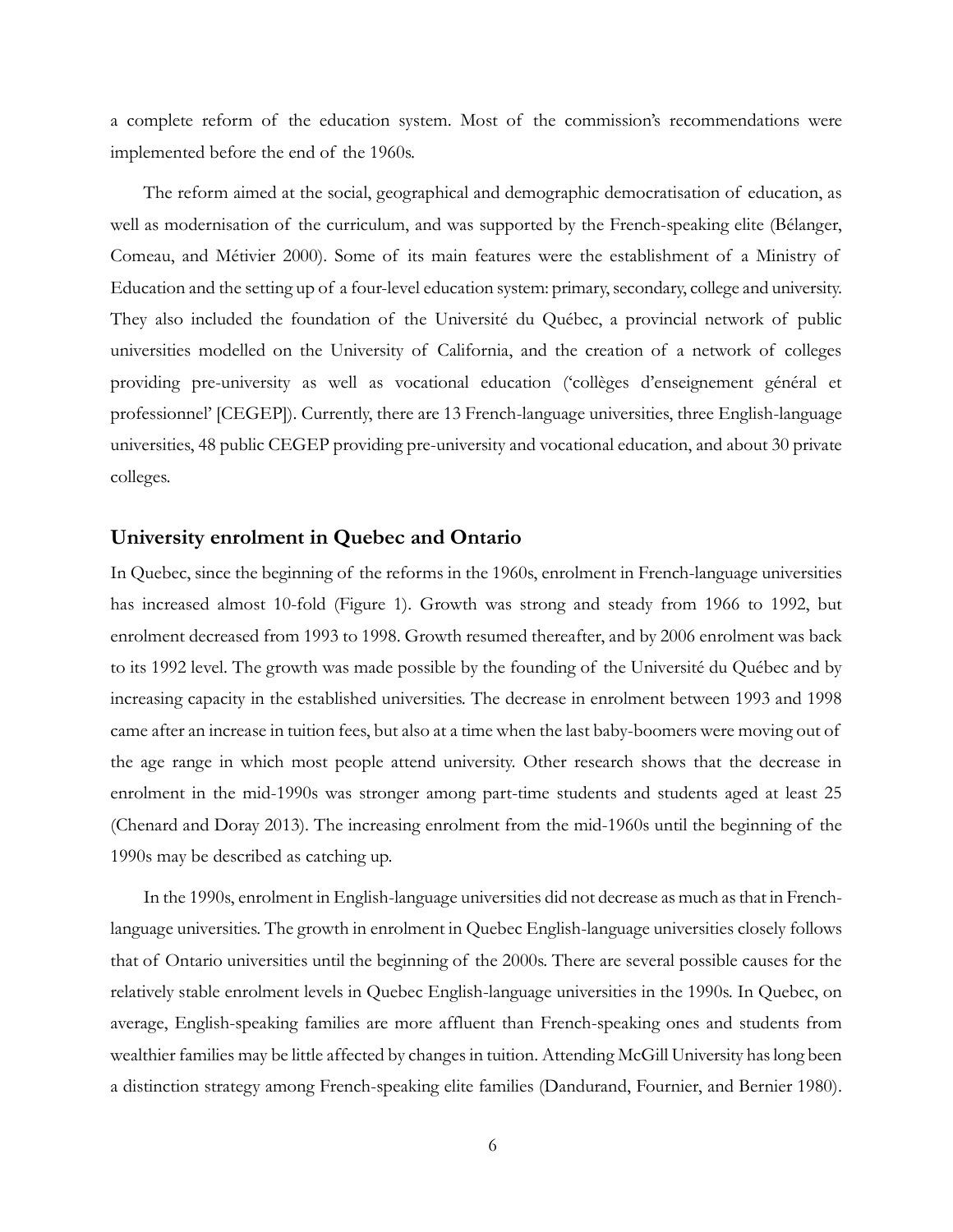a complete reform of the education system. Most of the commission's recommendations were implemented before the end of the 1960s.

The reform aimed at the social, geographical and demographic democratisation of education, as well as modernisation of the curriculum, and was supported by the French-speaking elite (Bélanger, Comeau, and Métivier 2000). Some of its main features were the establishment of a Ministry of Education and the setting up of a four-level education system: primary, secondary, college and university. They also included the foundation of the Université du Québec, a provincial network of public universities modelled on the University of California, and the creation of a network of colleges providing pre-university as well as vocational education ('collèges d'enseignement général et professionnel' [CEGEP]). Currently, there are 13 French-language universities, three English-language universities, 48 public CEGEP providing pre-university and vocational education, and about 30 private colleges.

## University enrolment in Quebec and Ontario

In Quebec, since the beginning of the reforms in the 1960s, enrolment in French-language universities has increased almost 10-fold (Figure 1). Growth was strong and steady from 1966 to 1992, but enrolment decreased from 1993 to 1998. Growth resumed thereafter, and by 2006 enrolment was back to its 1992 level. The growth was made possible by the founding of the Université du Québec and by increasing capacity in the established universities. The decrease in enrolment between 1993 and 1998 came after an increase in tuition fees, but also at a time when the last baby-boomers were moving out of the age range in which most people attend university. Other research shows that the decrease in enrolment in the mid-1990s was stronger among part-time students and students aged at least 25 (Chenard and Doray 2013). The increasing enrolment from the mid-1960s until the beginning of the 1990s may be described as catching up.

In the 1990s, enrolment in English-language universities did not decrease as much as that in French-language universities. The growth in enrolment in Quebec English-language universities closely follows that of Ontario universities until the beginning of the 2000s. There are several possible causes for the relatively stable enrolment levels in Quebec English-language universities in the 1990s. In Quebec, on average, English-speaking families are more affluent than French-speaking ones and students from wealthier families may be little affected by changes in tuition. Attending McGill University has long been a distinction strategy among French-speaking elite families (Dandurand, Fournier, and Bernier 1980).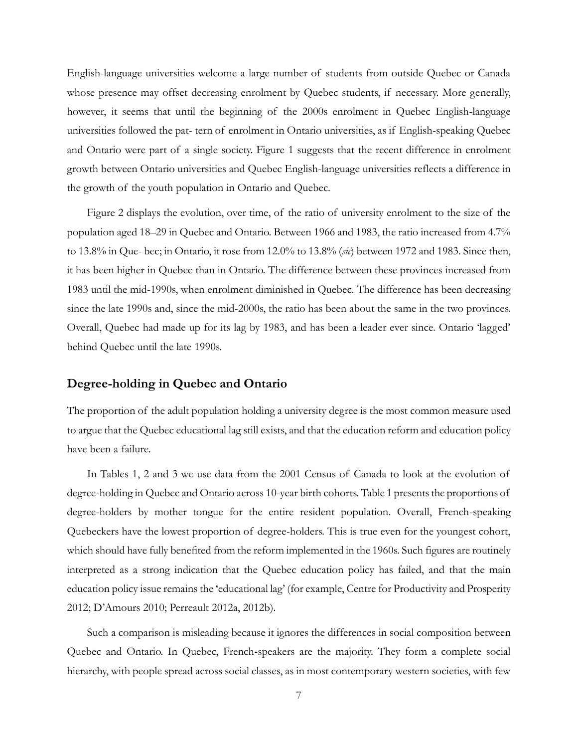English-language universities welcome a large number of students from outside Quebec or Canada whose presence may offset decreasing enrolment by Quebec students, if necessary. More generally, however, it seems that until the beginning of the 2000s enrolment in Quebec English-language universities followed the pat- tern of enrolment in Ontario universities, as if English-speaking Quebec and Ontario were part of a single society. Figure 1 suggests that the recent difference in enrolment growth between Ontario universities and Quebec English-language universities reflects a difference in the growth of the youth population in Ontario and Quebec.

Figure 2 displays the evolution, over time, of the ratio of university enrolment to the size of the population aged 18–29 in Quebec and Ontario. Between 1966 and 1983, the ratio increased from 4.7% to 13.8% in Que- bec; in Ontario, it rose from 12.0% to 13.8% (*sic*) between 1972 and 1983. Since then, it has been higher in Quebec than in Ontario. The difference between these provinces increased from 1983 until the mid-1990s, when enrolment diminished in Quebec. The difference has been decreasing since the late 1990s and, since the mid-2000s, the ratio has been about the same in the two provinces. Overall, Quebec had made up for its lag by 1983, and has been a leader ever since. Ontario 'lagged' behind Quebec until the late 1990s.

## Degree-holding in Quebec and Ontario

The proportion of the adult population holding a university degree is the most common measure used to argue that the Quebec educational lag still exists, and that the education reform and education policy have been a failure.

In Tables 1, 2 and 3 we use data from the 2001 Census of Canada to look at the evolution of degree-holding in Quebec and Ontario across 10-year birth cohorts. Table 1 presents the proportions of degree-holders by mother tongue for the entire resident population. Overall, French-speaking Quebeckers have the lowest proportion of degree-holders. This is true even for the youngest cohort, which should have fully benefited from the reform implemented in the 1960s. Such figures are routinely interpreted as a strong indication that the Quebec education policy has failed, and that the main education policy issue remains the 'educational lag' (for example, Centre for Productivity and Prosperity 2012; D'Amours 2010; Perreault 2012a, 2012b).

Such a comparison is misleading because it ignores the differences in social composition between Quebec and Ontario. In Quebec, French-speakers are the majority. They form a complete social hierarchy, with people spread across social classes, as in most contemporary western societies, with few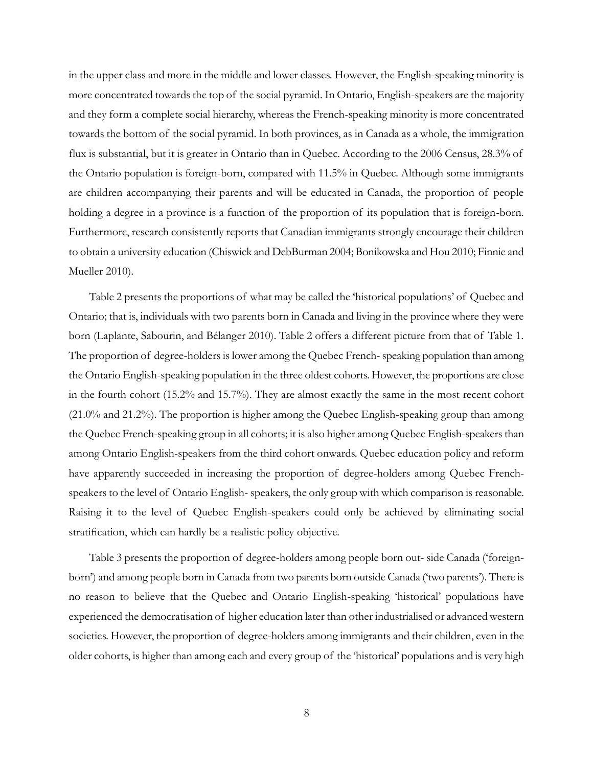in the upper class and more in the middle and lower classes. However, the English-speaking minority is more concentrated towards the top of the social pyramid. In Ontario, English-speakers are the majority and they form a complete social hierarchy, whereas the French-speaking minority is more concentrated towards the bottom of the social pyramid. In both provinces, as in Canada as a whole, the immigration flux is substantial, but it is greater in Ontario than in Quebec. According to the 2006 Census, 28.3% of the Ontario population is foreign-born, compared with 11.5% in Quebec. Although some immigrants are children accompanying their parents and will be educated in Canada, the proportion of people holding a degree in a province is a function of the proportion of its population that is foreign-born. Furthermore, research consistently reports that Canadian immigrants strongly encourage their children to obtain a university education (Chiswick and DebBurman 2004; Bonikowska and Hou 2010; Finnie and Mueller 2010).

Table 2 presents the proportions of what may be called the 'historical populations' of Quebec and Ontario; that is, individuals with two parents born in Canada and living in the province where they were born (Laplante, Sabourin, and Bélanger 2010). Table 2 offers a different picture from that of Table 1. The proportion of degree-holders is lower among the Quebec French- speaking population than among the Ontario English-speaking population in the three oldest cohorts. However, the proportions are close in the fourth cohort (15.2% and 15.7%). They are almost exactly the same in the most recent cohort (21.0% and 21.2%). The proportion is higher among the Quebec English-speaking group than among the Quebec French-speaking group in all cohorts; it is also higher among Quebec English-speakers than among Ontario English-speakers from the third cohort onwards. Quebec education policy and reform have apparently succeeded in increasing the proportion of degree-holders among Quebec French-speakers to the level of Ontario English- speakers, the only group with which comparison is reasonable. Raising it to the level of Quebec English-speakers could only be achieved by eliminating social stratification, which can hardly be a realistic policy objective.

Table 3 presents the proportion of degree-holders among people born out- side Canada ('foreign-born') and among people born in Canada from two parents born outside Canada ('two parents'). There is no reason to believe that the Quebec and Ontario English-speaking 'historical' populations have experienced the democratisation of higher education later than other industrialised or advanced western societies. However, the proportion of degree-holders among immigrants and their children, even in the older cohorts, is higher than among each and every group of the 'historical' populations and is very high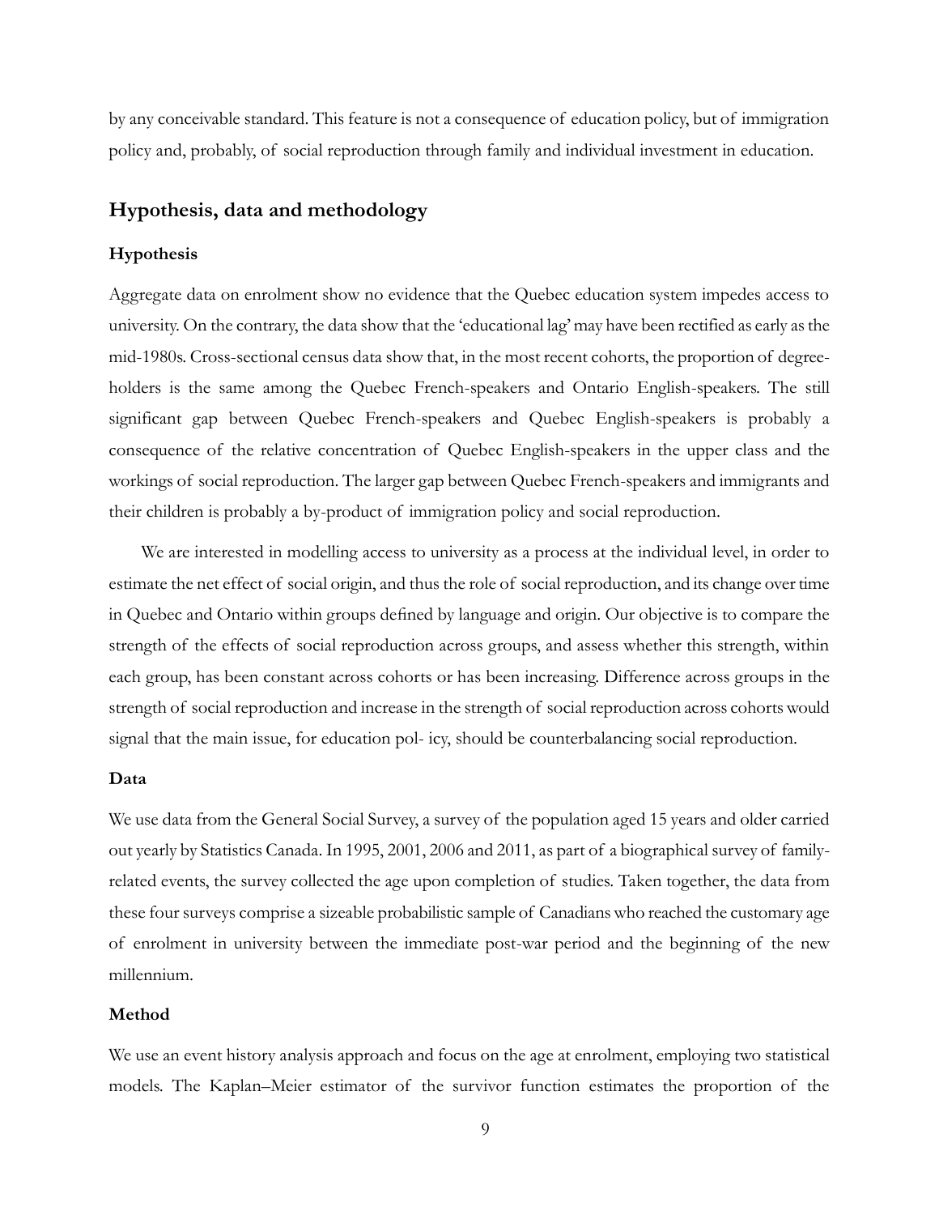by any conceivable standard. This feature is not a consequence of education policy, but of immigration policy and, probably, of social reproduction through family and individual investment in education.

## Hypothesis, data and methodology

### Hypothesis

Aggregate data on enrolment show no evidence that the Quebec education system impedes access to university. On the contrary, the data show that the 'educational lag' may have been rectified as early as the mid-1980s. Cross-sectional census data show that, in the most recent cohorts, the proportion of degree-holders is the same among the Quebec French-speakers and Ontario English-speakers. The still significant gap between Quebec French-speakers and Quebec English-speakers is probably a consequence of the relative concentration of Quebec English-speakers in the upper class and the workings of social reproduction. The larger gap between Quebec French-speakers and immigrants and their children is probably a by-product of immigration policy and social reproduction.

We are interested in modelling access to university as a process at the individual level, in order to estimate the net effect of social origin, and thus the role of social reproduction, and its change over time in Quebec and Ontario within groups defined by language and origin. Our objective is to compare the strength of the effects of social reproduction across groups, and assess whether this strength, within each group, has been constant across cohorts or has been increasing. Difference across groups in the strength of social reproduction and increase in the strength of social reproduction across cohorts would signal that the main issue, for education pol- icy, should be counterbalancing social reproduction.

### Data

We use data from the General Social Survey, a survey of the population aged 15 years and older carried out yearly by Statistics Canada. In 1995, 2001, 2006 and 2011, as part of a biographical survey of family-related events, the survey collected the age upon completion of studies. Taken together, the data from these four surveys comprise a sizeable probabilistic sample of Canadians who reached the customary age of enrolment in university between the immediate post-war period and the beginning of the new millennium.

### Method

We use an event history analysis approach and focus on the age at enrolment, employing two statistical models. The Kaplan–Meier estimator of the survivor function estimates the proportion of the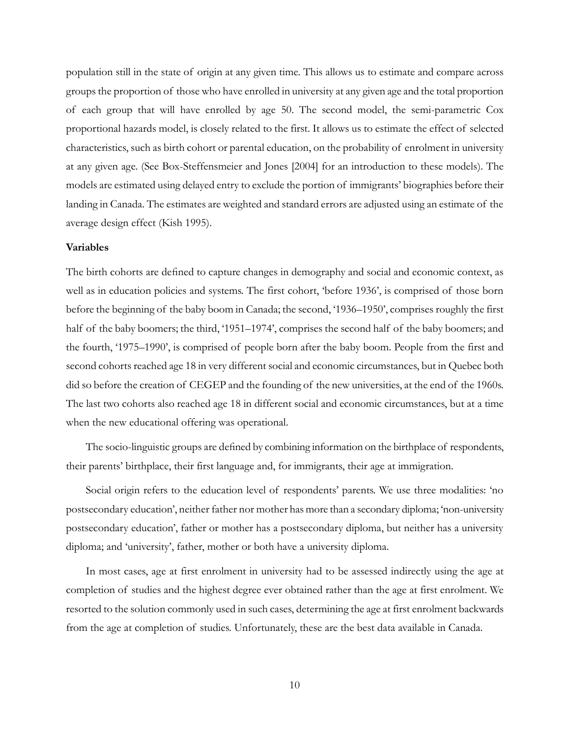population still in the state of origin at any given time. This allows us to estimate and compare across groups the proportion of those who have enrolled in university at any given age and the total proportion of each group that will have enrolled by age 50. The second model, the semi-parametric Cox proportional hazards model, is closely related to the first. It allows us to estimate the effect of selected characteristics, such as birth cohort or parental education, on the probability of enrolment in university at any given age. (See Box-Steffensmeier and Jones [2004] for an introduction to these models). The models are estimated using delayed entry to exclude the portion of immigrants' biographies before their landing in Canada. The estimates are weighted and standard errors are adjusted using an estimate of the average design effect (Kish 1995).

**Variables**

The birth cohorts are defined to capture changes in demography and social and economic context, as well as in education policies and systems. The first cohort, 'before 1936', is comprised of those born before the beginning of the baby boom in Canada; the second, '1936–1950', comprises roughly the first half of the baby boomers; the third, '1951–1974', comprises the second half of the baby boomers; and the fourth, '1975–1990', is comprised of people born after the baby boom. People from the first and second cohorts reached age 18 in very different social and economic circumstances, but in Quebec both did so before the creation of CEGEP and the founding of the new universities, at the end of the 1960s. The last two cohorts also reached age 18 in different social and economic circumstances, but at a time when the new educational offering was operational.

The socio-linguistic groups are defined by combining information on the birthplace of respondents, their parents' birthplace, their first language and, for immigrants, their age at immigration.

Social origin refers to the education level of respondents' parents. We use three modalities: 'no postsecondary education', neither father nor mother has more than a secondary diploma; 'non-university postsecondary education', father or mother has a postsecondary diploma, but neither has a university diploma; and 'university', father, mother or both have a university diploma.

In most cases, age at first enrolment in university had to be assessed indirectly using the age at completion of studies and the highest degree ever obtained rather than the age at first enrolment. We resorted to the solution commonly used in such cases, determining the age at first enrolment backwards from the age at completion of studies. Unfortunately, these are the best data available in Canada.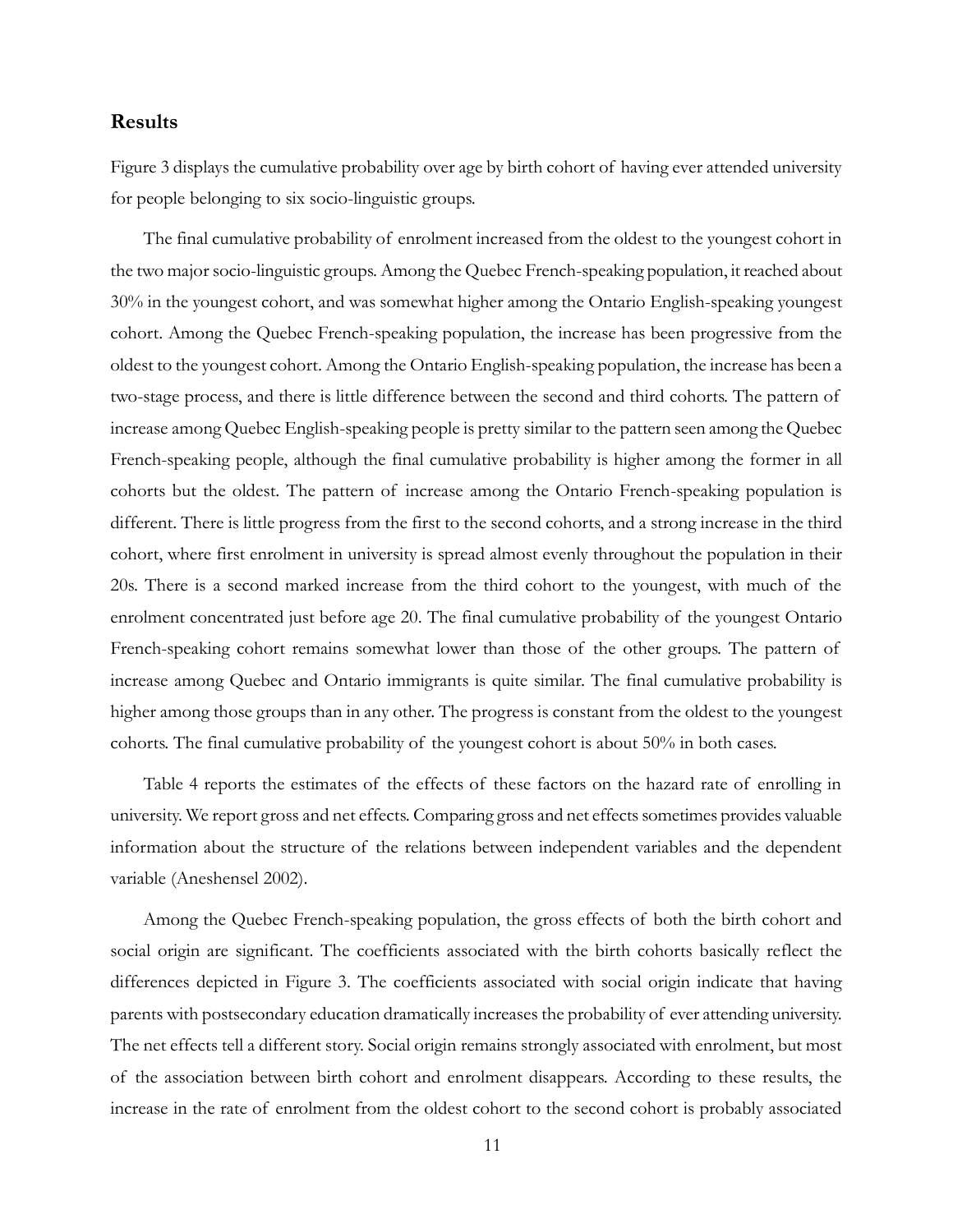## Results

Figure 3 displays the cumulative probability over age by birth cohort of having ever attended university for people belonging to six socio-linguistic groups.

The final cumulative probability of enrolment increased from the oldest to the youngest cohort in the two major socio-linguistic groups. Among the Quebec French-speaking population, it reached about 30% in the youngest cohort, and was somewhat higher among the Ontario English-speaking youngest cohort. Among the Quebec French-speaking population, the increase has been progressive from the oldest to the youngest cohort. Among the Ontario English-speaking population, the increase has been a two-stage process, and there is little difference between the second and third cohorts. The pattern of increase among Quebec English-speaking people is pretty similar to the pattern seen among the Quebec French-speaking people, although the final cumulative probability is higher among the former in all cohorts but the oldest. The pattern of increase among the Ontario French-speaking population is different. There is little progress from the first to the second cohorts, and a strong increase in the third cohort, where first enrolment in university is spread almost evenly throughout the population in their 20s. There is a second marked increase from the third cohort to the youngest, with much of the enrolment concentrated just before age 20. The final cumulative probability of the youngest Ontario French-speaking cohort remains somewhat lower than those of the other groups. The pattern of increase among Quebec and Ontario immigrants is quite similar. The final cumulative probability is higher among those groups than in any other. The progress is constant from the oldest to the youngest cohorts. The final cumulative probability of the youngest cohort is about 50% in both cases.

Table 4 reports the estimates of the effects of these factors on the hazard rate of enrolling in university. We report gross and net effects. Comparing gross and net effects sometimes provides valuable information about the structure of the relations between independent variables and the dependent variable (Aneshensel 2002).

Among the Quebec French-speaking population, the gross effects of both the birth cohort and social origin are significant. The coefficients associated with the birth cohorts basically reflect the differences depicted in Figure 3. The coefficients associated with social origin indicate that having parents with postsecondary education dramatically increases the probability of ever attending university. The net effects tell a different story. Social origin remains strongly associated with enrolment, but most of the association between birth cohort and enrolment disappears. According to these results, the increase in the rate of enrolment from the oldest cohort to the second cohort is probably associated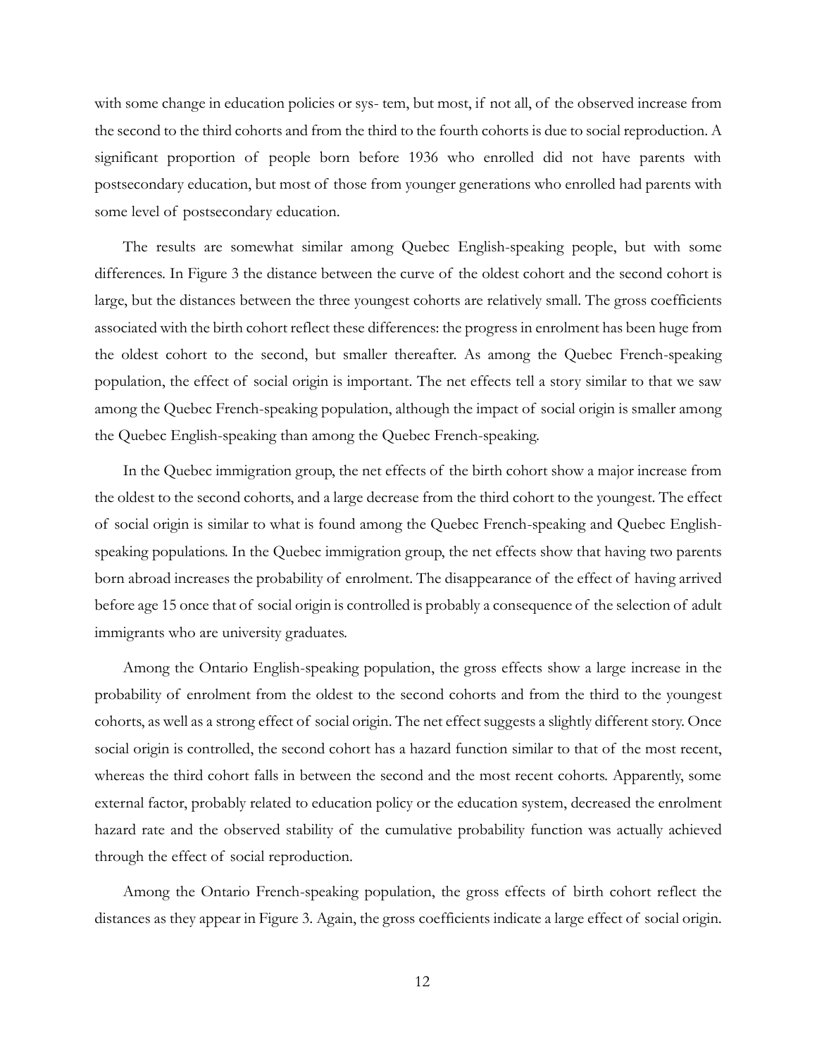with some change in education policies or sys- tem, but most, if not all, of the observed increase from the second to the third cohorts and from the third to the fourth cohorts is due to social reproduction. A significant proportion of people born before 1936 who enrolled did not have parents with postsecondary education, but most of those from younger generations who enrolled had parents with some level of postsecondary education.

The results are somewhat similar among Quebec English-speaking people, but with some differences. In Figure 3 the distance between the curve of the oldest cohort and the second cohort is large, but the distances between the three youngest cohorts are relatively small. The gross coefficients associated with the birth cohort reflect these differences: the progress in enrolment has been huge from the oldest cohort to the second, but smaller thereafter. As among the Quebec French-speaking population, the effect of social origin is important. The net effects tell a story similar to that we saw among the Quebec French-speaking population, although the impact of social origin is smaller among the Quebec English-speaking than among the Quebec French-speaking.

In the Quebec immigration group, the net effects of the birth cohort show a major increase from the oldest to the second cohorts, and a large decrease from the third cohort to the youngest. The effect of social origin is similar to what is found among the Quebec French-speaking and Quebec English-speaking populations. In the Quebec immigration group, the net effects show that having two parents born abroad increases the probability of enrolment. The disappearance of the effect of having arrived before age 15 once that of social origin is controlled is probably a consequence of the selection of adult immigrants who are university graduates.

Among the Ontario English-speaking population, the gross effects show a large increase in the probability of enrolment from the oldest to the second cohorts and from the third to the youngest cohorts, as well as a strong effect of social origin. The net effect suggests a slightly different story. Once social origin is controlled, the second cohort has a hazard function similar to that of the most recent, whereas the third cohort falls in between the second and the most recent cohorts. Apparently, some external factor, probably related to education policy or the education system, decreased the enrolment hazard rate and the observed stability of the cumulative probability function was actually achieved through the effect of social reproduction.

Among the Ontario French-speaking population, the gross effects of birth cohort reflect the distances as they appear in Figure 3. Again, the gross coefficients indicate a large effect of social origin.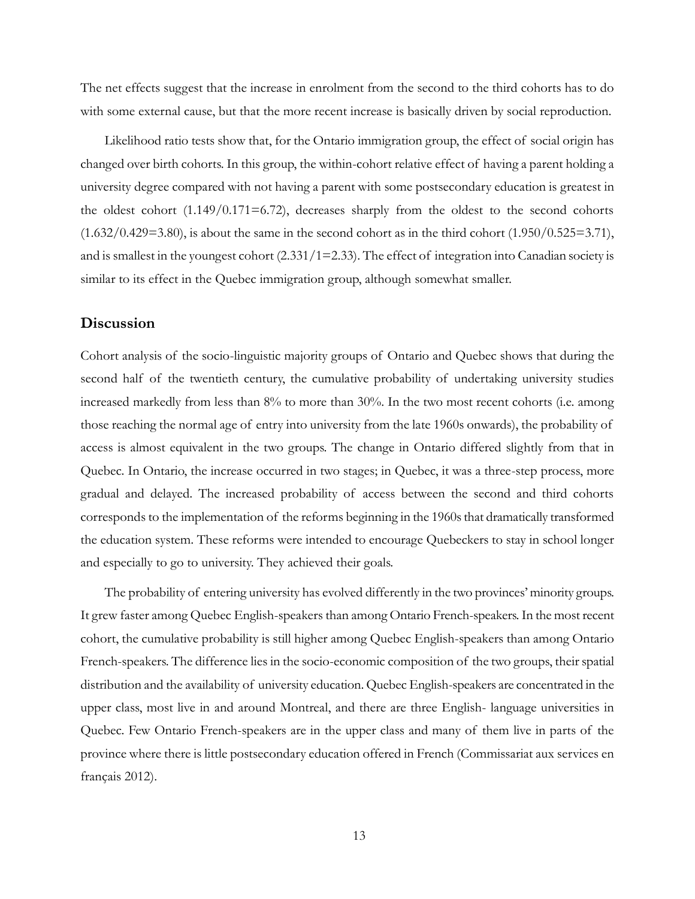The net effects suggest that the increase in enrolment from the second to the third cohorts has to do with some external cause, but that the more recent increase is basically driven by social reproduction.

Likelihood ratio tests show that, for the Ontario immigration group, the effect of social origin has changed over birth cohorts. In this group, the within-cohort relative effect of having a parent holding a university degree compared with not having a parent with some postsecondary education is greatest in the oldest cohort (1.149/0.171=6.72), decreases sharply from the oldest to the second cohorts (1.632/0.429=3.80), is about the same in the second cohort as in the third cohort (1.950/0.525=3.71), and is smallest in the youngest cohort (2.331/1=2.33). The effect of integration into Canadian society is similar to its effect in the Quebec immigration group, although somewhat smaller.

## Discussion

Cohort analysis of the socio-linguistic majority groups of Ontario and Quebec shows that during the second half of the twentieth century, the cumulative probability of undertaking university studies increased markedly from less than 8% to more than 30%. In the two most recent cohorts (i.e. among those reaching the normal age of entry into university from the late 1960s onwards), the probability of access is almost equivalent in the two groups. The change in Ontario differed slightly from that in Quebec. In Ontario, the increase occurred in two stages; in Quebec, it was a three-step process, more gradual and delayed. The increased probability of access between the second and third cohorts corresponds to the implementation of the reforms beginning in the 1960s that dramatically transformed the education system. These reforms were intended to encourage Quebeckers to stay in school longer and especially to go to university. They achieved their goals.

The probability of entering university has evolved differently in the two provinces' minority groups. It grew faster among Quebec English-speakers than among Ontario French-speakers. In the most recent cohort, the cumulative probability is still higher among Quebec English-speakers than among Ontario French-speakers. The difference lies in the socio-economic composition of the two groups, their spatial distribution and the availability of university education. Quebec English-speakers are concentrated in the upper class, most live in and around Montreal, and there are three English- language universities in Quebec. Few Ontario French-speakers are in the upper class and many of them live in parts of the province where there is little postsecondary education offered in French (Commissariat aux services en français 2012).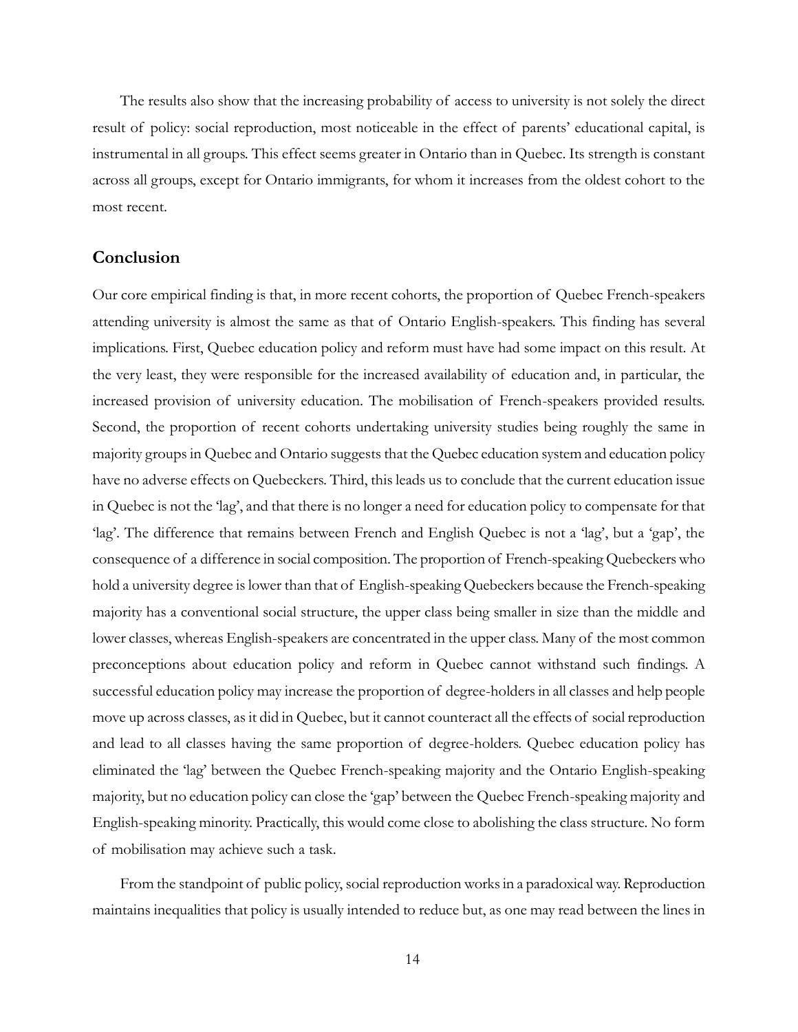The results also show that the increasing probability of access to university is not solely the direct result of policy: social reproduction, most noticeable in the effect of parents' educational capital, is instrumental in all groups. This effect seems greater in Ontario than in Quebec. Its strength is constant across all groups, except for Ontario immigrants, for whom it increases from the oldest cohort to the most recent.

## Conclusion

Our core empirical finding is that, in more recent cohorts, the proportion of Quebec French-speakers attending university is almost the same as that of Ontario English-speakers. This finding has several implications. First, Quebec education policy and reform must have had some impact on this result. At the very least, they were responsible for the increased availability of education and, in particular, the increased provision of university education. The mobilisation of French-speakers provided results. Second, the proportion of recent cohorts undertaking university studies being roughly the same in majority groups in Quebec and Ontario suggests that the Quebec education system and education policy have no adverse effects on Quebeckers. Third, this leads us to conclude that the current education issue in Quebec is not the 'lag', and that there is no longer a need for education policy to compensate for that 'lag'. The difference that remains between French and English Quebec is not a 'lag', but a 'gap', the consequence of a difference in social composition. The proportion of French-speaking Quebeckers who hold a university degree is lower than that of English-speaking Quebeckers because the French-speaking majority has a conventional social structure, the upper class being smaller in size than the middle and lower classes, whereas English-speakers are concentrated in the upper class. Many of the most common preconceptions about education policy and reform in Quebec cannot withstand such findings. A successful education policy may increase the proportion of degree-holders in all classes and help people move up across classes, as it did in Quebec, but it cannot counteract all the effects of social reproduction and lead to all classes having the same proportion of degree-holders. Quebec education policy has eliminated the 'lag' between the Quebec French-speaking majority and the Ontario English-speaking majority, but no education policy can close the 'gap' between the Quebec French-speaking majority and English-speaking minority. Practically, this would come close to abolishing the class structure. No form of mobilisation may achieve such a task.

From the standpoint of public policy, social reproduction works in a paradoxical way. Reproduction maintains inequalities that policy is usually intended to reduce but, as one may read between the lines in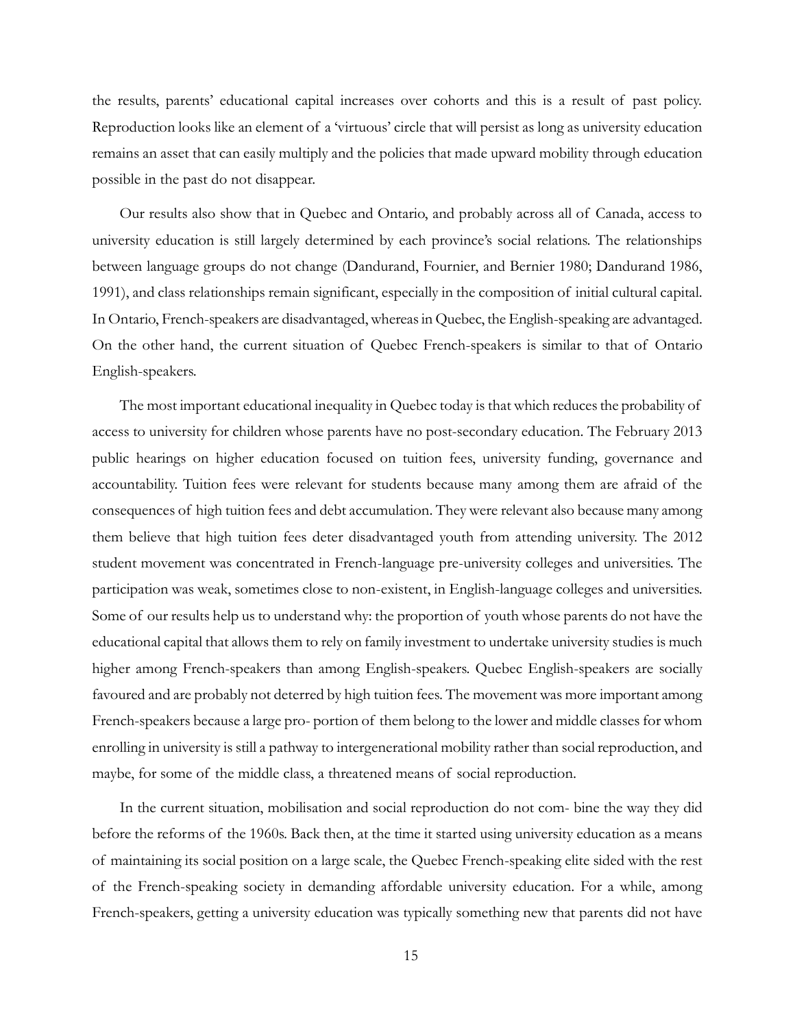the results, parents' educational capital increases over cohorts and this is a result of past policy. Reproduction looks like an element of a 'virtuous' circle that will persist as long as university education remains an asset that can easily multiply and the policies that made upward mobility through education possible in the past do not disappear.

Our results also show that in Quebec and Ontario, and probably across all of Canada, access to university education is still largely determined by each province's social relations. The relationships between language groups do not change (Dandurand, Fournier, and Bernier 1980; Dandurand 1986, 1991), and class relationships remain significant, especially in the composition of initial cultural capital. In Ontario, French-speakers are disadvantaged, whereas in Quebec, the English-speaking are advantaged. On the other hand, the current situation of Quebec French-speakers is similar to that of Ontario English-speakers.

The most important educational inequality in Quebec today is that which reduces the probability of access to university for children whose parents have no post-secondary education. The February 2013 public hearings on higher education focused on tuition fees, university funding, governance and accountability. Tuition fees were relevant for students because many among them are afraid of the consequences of high tuition fees and debt accumulation. They were relevant also because many among them believe that high tuition fees deter disadvantaged youth from attending university. The 2012 student movement was concentrated in French-language pre-university colleges and universities. The participation was weak, sometimes close to non-existent, in English-language colleges and universities. Some of our results help us to understand why: the proportion of youth whose parents do not have the educational capital that allows them to rely on family investment to undertake university studies is much higher among French-speakers than among English-speakers. Quebec English-speakers are socially favoured and are probably not deterred by high tuition fees. The movement was more important among French-speakers because a large pro- portion of them belong to the lower and middle classes for whom enrolling in university is still a pathway to intergenerational mobility rather than social reproduction, and maybe, for some of the middle class, a threatened means of social reproduction.

In the current situation, mobilisation and social reproduction do not com- bine the way they did before the reforms of the 1960s. Back then, at the time it started using university education as a means of maintaining its social position on a large scale, the Quebec French-speaking elite sided with the rest of the French-speaking society in demanding affordable university education. For a while, among French-speakers, getting a university education was typically something new that parents did not have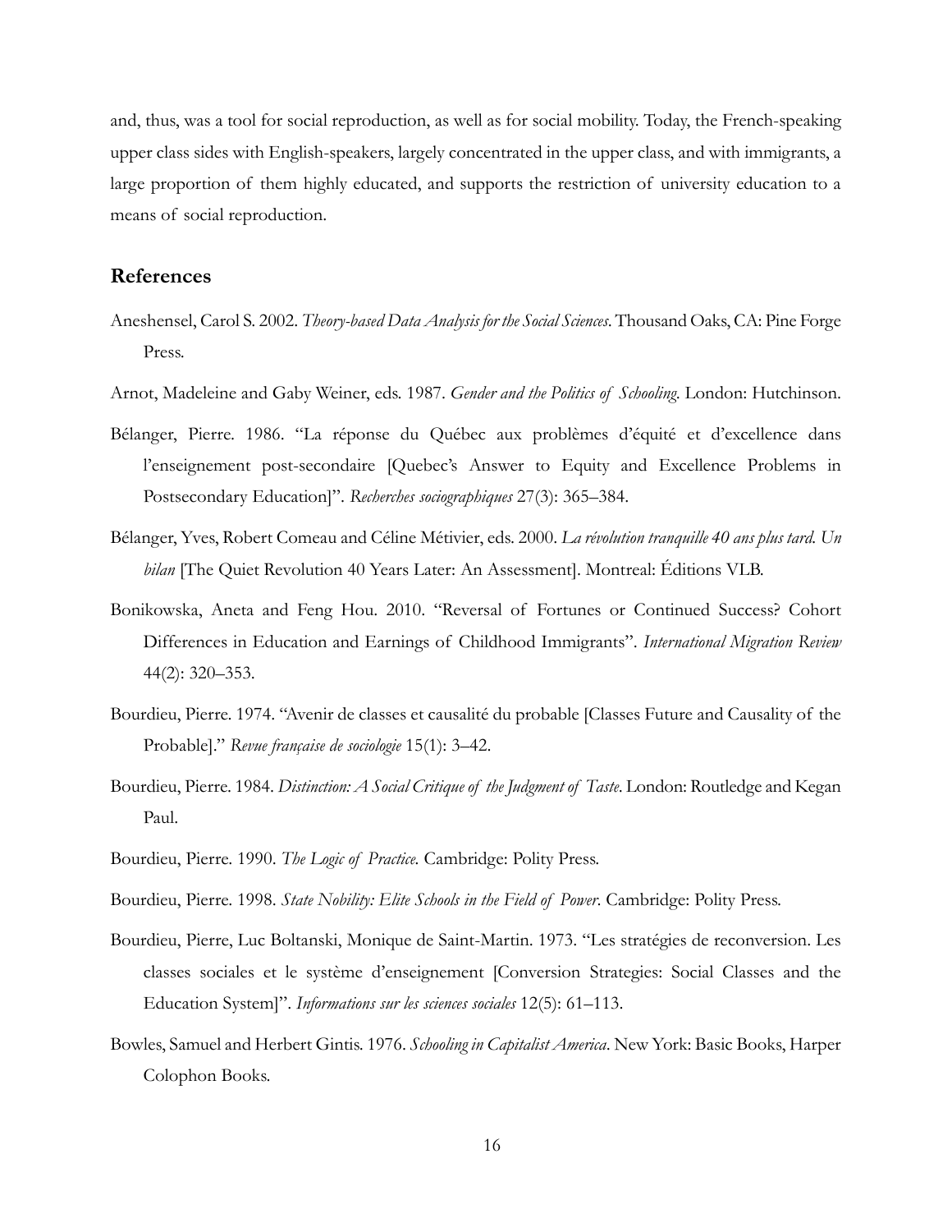and, thus, was a tool for social reproduction, as well as for social mobility. Today, the French-speaking upper class sides with English-speakers, largely concentrated in the upper class, and with immigrants, a large proportion of them highly educated, and supports the restriction of university education to a means of social reproduction.

## References

Aneshensel, Carol S. 2002. *Theory-based Data Analysis for the Social Sciences*. Thousand Oaks, CA: Pine Forge Press.

Arnot, Madeleine and Gaby Weiner, eds. 1987. *Gender and the Politics of Schooling*. London: Hutchinson.

Bélanger, Pierre. 1986. "La réponse du Québec aux problèmes d'équité et d'excellence dans l'enseignement post-secondaire [Quebec's Answer to Equity and Excellence Problems in Postsecondary Education]". *Recherches sociographiques* 27(3): 365–384.

Bélanger, Yves, Robert Comeau and Céline Métivier, eds. 2000. *La révolution tranquille 40 ans plus tard. Un bilan* [The Quiet Revolution 40 Years Later: An Assessment]. Montreal: Éditions VLB.

Bonikowska, Aneta and Feng Hou. 2010. "Reversal of Fortunes or Continued Success? Cohort Differences in Education and Earnings of Childhood Immigrants". *International Migration Review* 44(2): 320–353.

Bourdieu, Pierre. 1974. "Avenir de classes et causalité du probable [Classes Future and Causality of the Probable]." *Revue française de sociologie* 15(1): 3–42.

Bourdieu, Pierre. 1984. *Distinction: A Social Critique of the Judgment of Taste*. London: Routledge and Kegan Paul.

Bourdieu, Pierre. 1990. *The Logic of Practice.* Cambridge: Polity Press.

Bourdieu, Pierre. 1998. *State Nobility: Elite Schools in the Field of Power.* Cambridge: Polity Press.

Bourdieu, Pierre, Luc Boltanski, Monique de Saint-Martin. 1973. "Les stratégies de reconversion. Les classes sociales et le système d'enseignement [Conversion Strategies: Social Classes and the Education System]". *Informations sur les sciences sociales* 12(5): 61–113.

Bowles, Samuel and Herbert Gintis. 1976. *Schooling in Capitalist America*. New York: Basic Books, Harper Colophon Books.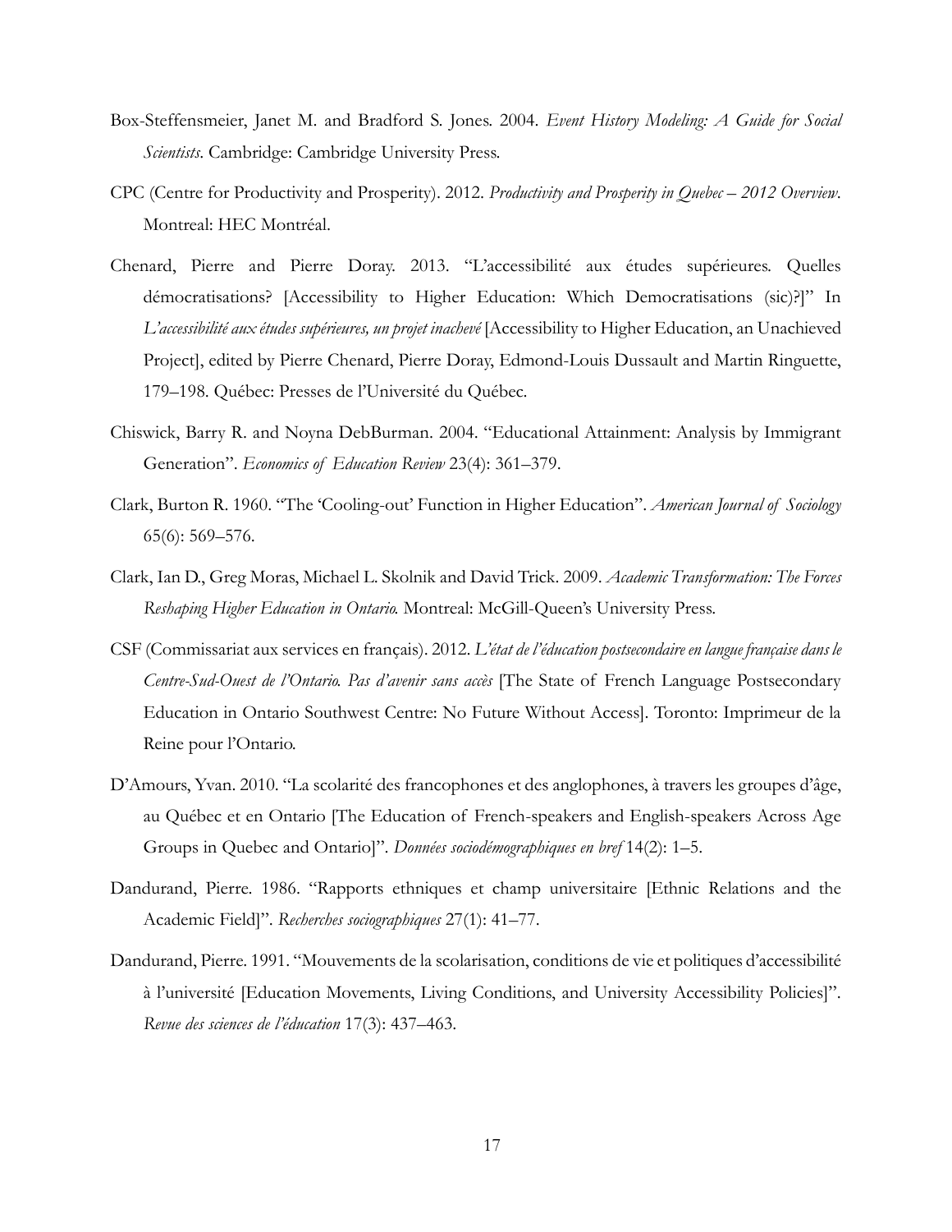Box-Steffensmeier, Janet M. and Bradford S. Jones. 2004. *Event History Modeling: A Guide for Social Scientists*. Cambridge: Cambridge University Press.

CPC (Centre for Productivity and Prosperity). 2012. *Productivity and Prosperity in Quebec – 2012 Overview*. Montreal: HEC Montréal.

Chenard, Pierre and Pierre Doray. 2013. "L'accessibilité aux études supérieures. Quelles démocratisations? [Accessibility to Higher Education: Which Democratisations (sic)?]" In *L'accessibilité aux études supérieures, un projet inachevé* [Accessibility to Higher Education, an Unachieved Project], edited by Pierre Chenard, Pierre Doray, Edmond-Louis Dussault and Martin Ringuette, 179–198. Québec: Presses de l'Université du Québec.

Chiswick, Barry R. and Noyna DebBurman. 2004. "Educational Attainment: Analysis by Immigrant Generation". *Economics of Education Review* 23(4): 361–379.

Clark, Burton R. 1960. "The 'Cooling-out' Function in Higher Education". *American Journal of Sociology* 65(6): 569–576.

Clark, Ian D., Greg Moras, Michael L. Skolnik and David Trick. 2009. *Academic Transformation: The Forces Reshaping Higher Education in Ontario.* Montreal: McGill-Queen's University Press.

CSF (Commissariat aux services en français). 2012. *L'état de l'éducation postsecondaire en langue française dans le Centre-Sud-Ouest de l'Ontario. Pas d'avenir sans accès* [The State of French Language Postsecondary Education in Ontario Southwest Centre: No Future Without Access]. Toronto: Imprimeur de la Reine pour l'Ontario.

D'Amours, Yvan. 2010. "La scolarité des francophones et des anglophones, à travers les groupes d'âge, au Québec et en Ontario [The Education of French-speakers and English-speakers Across Age Groups in Quebec and Ontario]". *Données sociodémographiques en bref* 14(2): 1–5.

Dandurand, Pierre. 1986. "Rapports ethniques et champ universitaire [Ethnic Relations and the Academic Field]". *Recherches sociographiques* 27(1): 41–77.

Dandurand, Pierre. 1991. "Mouvements de la scolarisation, conditions de vie et politiques d'accessibilité à l'université [Education Movements, Living Conditions, and University Accessibility Policies]". *Revue des sciences de l'éducation* 17(3): 437–463.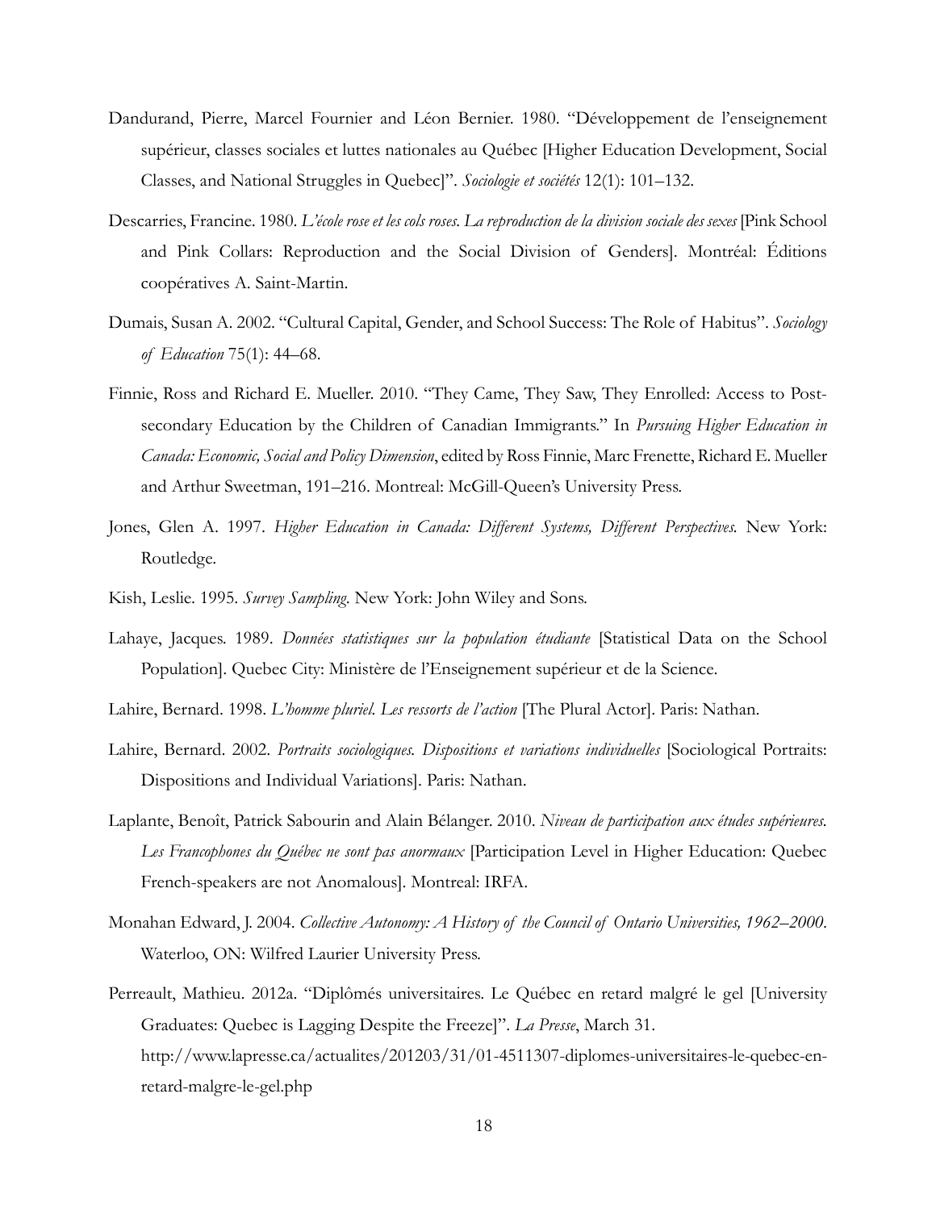Dandurand, Pierre, Marcel Fournier and Léon Bernier. 1980. "Développement de l'enseignement supérieur, classes sociales et luttes nationales au Québec [Higher Education Development, Social Classes, and National Struggles in Quebec]". *Sociologie et sociétés* 12(1): 101–132.

Descarries, Francine. 1980. *L'école rose et les cols roses. La reproduction de la division sociale des sexes* [Pink School and Pink Collars: Reproduction and the Social Division of Genders]. Montréal: Éditions coopératives A. Saint-Martin.

Dumais, Susan A. 2002. "Cultural Capital, Gender, and School Success: The Role of Habitus". *Sociology of Education* 75(1): 44–68.

Finnie, Ross and Richard E. Mueller. 2010. "They Came, They Saw, They Enrolled: Access to Post-secondary Education by the Children of Canadian Immigrants." In *Pursuing Higher Education in Canada: Economic, Social and Policy Dimension*, edited by Ross Finnie, Marc Frenette, Richard E. Mueller and Arthur Sweetman, 191–216. Montreal: McGill-Queen's University Press.

Jones, Glen A. 1997. *Higher Education in Canada: Different Systems, Different Perspectives.* New York: Routledge.

Kish, Leslie. 1995. *Survey Sampling.* New York: John Wiley and Sons.

Lahaye, Jacques. 1989. *Données statistiques sur la population étudiante* [Statistical Data on the School Population]. Quebec City: Ministère de l'Enseignement supérieur et de la Science.

Lahire, Bernard. 1998. *L'homme pluriel. Les ressorts de l'action* [The Plural Actor]. Paris: Nathan.

Lahire, Bernard. 2002. *Portraits sociologiques. Dispositions et variations individuelles* [Sociological Portraits: Dispositions and Individual Variations]. Paris: Nathan.

Laplante, Benoît, Patrick Sabourin and Alain Bélanger. 2010. *Niveau de participation aux études supérieures. Les Francophones du Québec ne sont pas anormaux* [Participation Level in Higher Education: Quebec French-speakers are not Anomalous]. Montreal: IRFA.

Monahan Edward, J. 2004. *Collective Autonomy: A History of the Council of Ontario Universities, 1962–2000.* Waterloo, ON: Wilfred Laurier University Press.

Perreault, Mathieu. 2012a. "Diplômés universitaires. Le Québec en retard malgré le gel [University Graduates: Quebec is Lagging Despite the Freeze]". *La Presse*, March 31. http://www.lapresse.ca/actualites/201203/31/01-4511307-diplomes-universitaires-le-quebec-en-retard-malgre-le-gel.php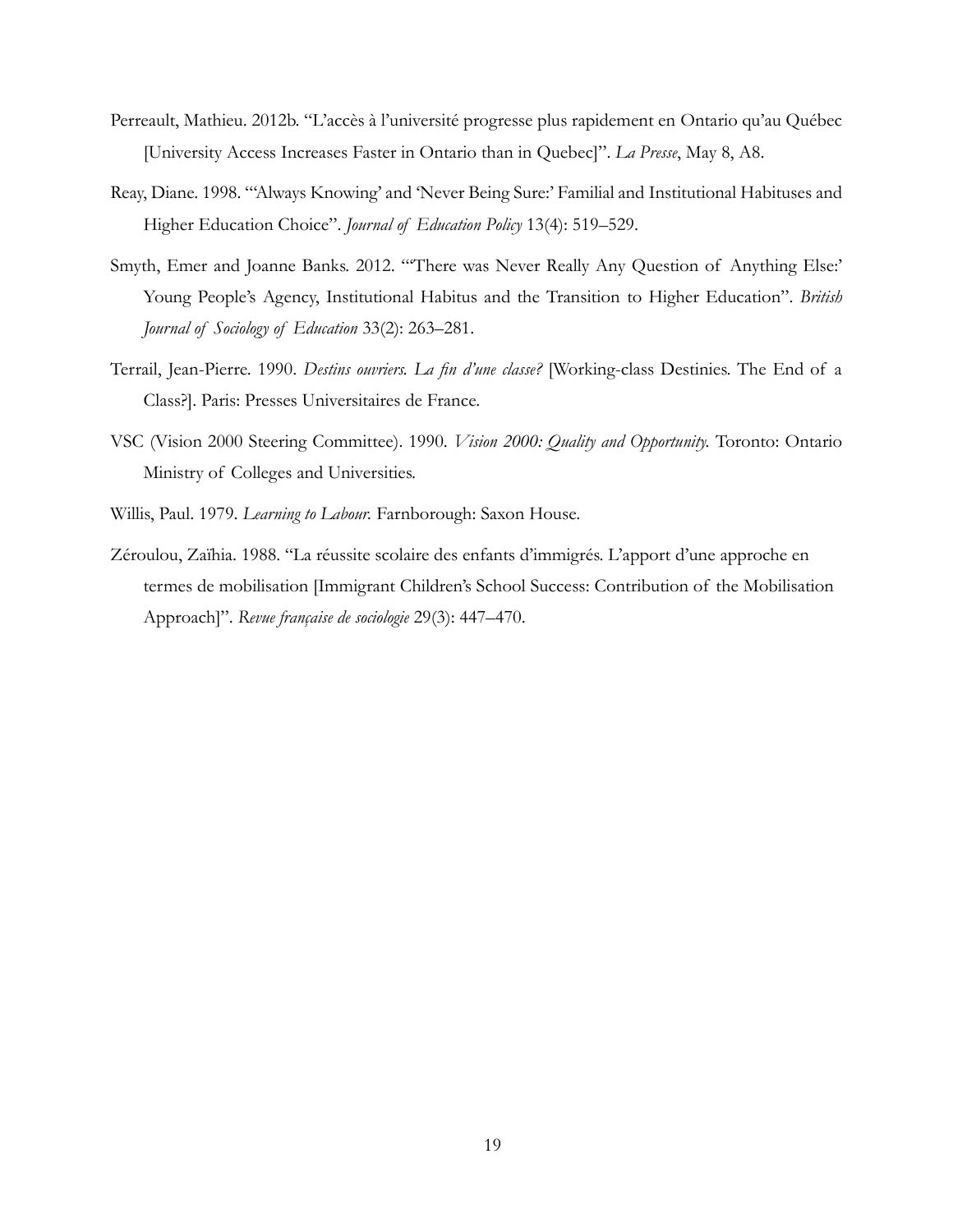Perreault, Mathieu. 2012b. "L'accès à l'université progresse plus rapidement en Ontario qu'au Québec [University Access Increases Faster in Ontario than in Quebec]". *La Presse*, May 8, A8.

Reay, Diane. 1998. "'Always Knowing' and 'Never Being Sure:' Familial and Institutional Habituses and Higher Education Choice". *Journal of Education Policy* 13(4): 519–529.

Smyth, Emer and Joanne Banks. 2012. "'There was Never Really Any Question of Anything Else:' Young People's Agency, Institutional Habitus and the Transition to Higher Education". *British Journal of Sociology of Education* 33(2): 263–281.

Terrail, Jean-Pierre. 1990. *Destins ouvriers. La fin d'une classe?* [Working-class Destinies. The End of a Class?]. Paris: Presses Universitaires de France.

VSC (Vision 2000 Steering Committee). 1990. *Vision 2000: Quality and Opportunity*. Toronto: Ontario Ministry of Colleges and Universities.

Willis, Paul. 1979. *Learning to Labour*. Farnborough: Saxon House.

Zéroulou, Zaïhia. 1988. "La réussite scolaire des enfants d'immigrés. L'apport d'une approche en termes de mobilisation [Immigrant Children's School Success: Contribution of the Mobilisation Approach]". *Revue française de sociologie* 29(3): 447–470.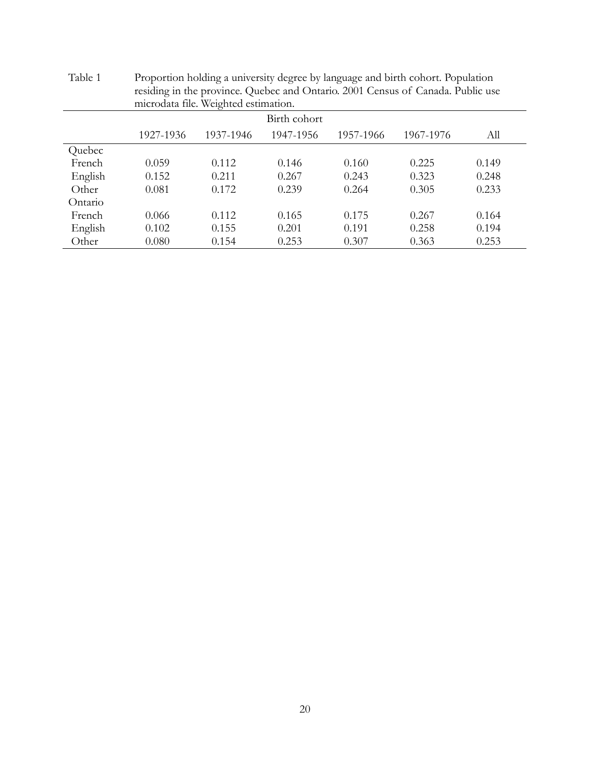Table 1 Proportion holding a university degree by language and birth cohort. Population residing in the province. Quebec and Ontario. 2001 Census of Canada. Public use microdata file. Weighted estimation.

| | Birth cohort | | | | | |
|---|---|---|---|---|---|---|
| | 1927-1936 | 1937-1946 | 1947-1956 | 1957-1966 | 1967-1976 | All |
| Quebec | | | | | | |
| French | 0.059 | 0.112 | 0.146 | 0.160 | 0.225 | 0.149 |
| English | 0.152 | 0.211 | 0.267 | 0.243 | 0.323 | 0.248 |
| Other | 0.081 | 0.172 | 0.239 | 0.264 | 0.305 | 0.233 |
| Ontario | | | | | | |
| French | 0.066 | 0.112 | 0.165 | 0.175 | 0.267 | 0.164 |
| English | 0.102 | 0.155 | 0.201 | 0.191 | 0.258 | 0.194 |
| Other | 0.080 | 0.154 | 0.253 | 0.307 | 0.363 | 0.253 |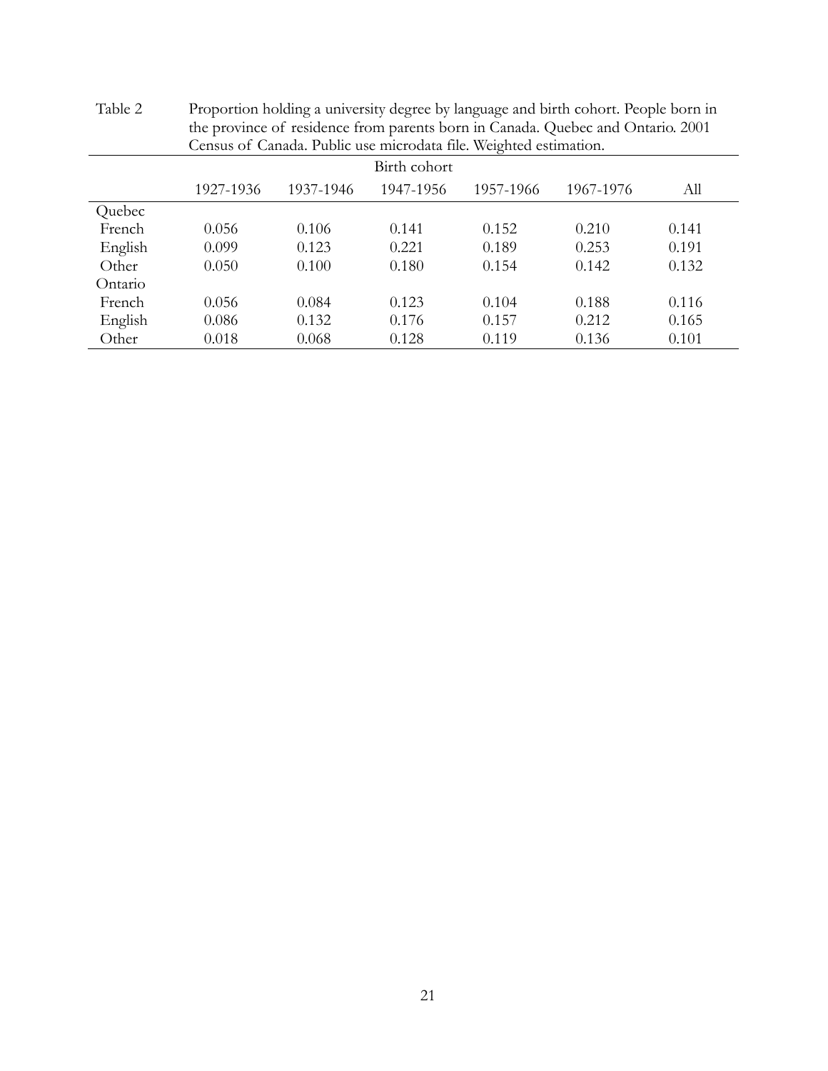Table 2 Proportion holding a university degree by language and birth cohort. People born in the province of residence from parents born in Canada. Quebec and Ontario. 2001 Census of Canada. Public use microdata file. Weighted estimation.

| | Birth cohort | | | | | |
|---|---|---|---|---|---|---|
| | 1927-1936 | 1937-1946 | 1947-1956 | 1957-1966 | 1967-1976 | All |
| Quebec | | | | | | |
| French | 0.056 | 0.106 | 0.141 | 0.152 | 0.210 | 0.141 |
| English | 0.099 | 0.123 | 0.221 | 0.189 | 0.253 | 0.191 |
| Other | 0.050 | 0.100 | 0.180 | 0.154 | 0.142 | 0.132 |
| Ontario | | | | | | |
| French | 0.056 | 0.084 | 0.123 | 0.104 | 0.188 | 0.116 |
| English | 0.086 | 0.132 | 0.176 | 0.157 | 0.212 | 0.165 |
| Other | 0.018 | 0.068 | 0.128 | 0.119 | 0.136 | 0.101 |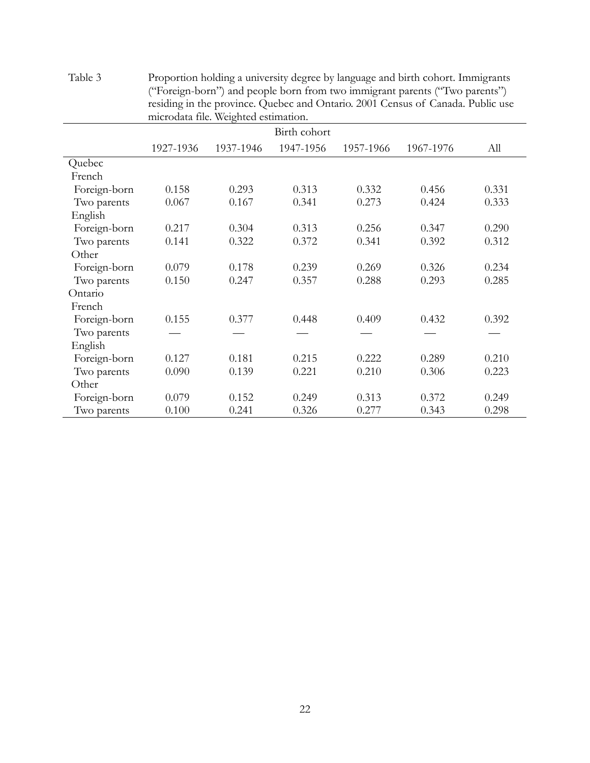Table 3 Proportion holding a university degree by language and birth cohort. Immigrants ("Foreign-born") and people born from two immigrant parents ("Two parents") residing in the province. Quebec and Ontario. 2001 Census of Canada. Public use microdata file. Weighted estimation.

| | Birth cohort | | | | | |
|---|---|---|---|---|---|---|
| | 1927-1936 | 1937-1946 | 1947-1956 | 1957-1966 | 1967-1976 | All |
| Quebec | | | | | | |
| French | | | | | | |
| Foreign-born | 0.158 | 0.293 | 0.313 | 0.332 | 0.456 | 0.331 |
| Two parents | 0.067 | 0.167 | 0.341 | 0.273 | 0.424 | 0.333 |
| English | | | | | | |
| Foreign-born | 0.217 | 0.304 | 0.313 | 0.256 | 0.347 | 0.290 |
| Two parents | 0.141 | 0.322 | 0.372 | 0.341 | 0.392 | 0.312 |
| Other | | | | | | |
| Foreign-born | 0.079 | 0.178 | 0.239 | 0.269 | 0.326 | 0.234 |
| Two parents | 0.150 | 0.247 | 0.357 | 0.288 | 0.293 | 0.285 |
| Ontario | | | | | | |
| French | | | | | | |
| Foreign-born | 0.155 | 0.377 | 0.448 | 0.409 | 0.432 | 0.392 |
| Two parents | — | — | — | — | — | — |
| English | | | | | | |
| Foreign-born | 0.127 | 0.181 | 0.215 | 0.222 | 0.289 | 0.210 |
| Two parents | 0.090 | 0.139 | 0.221 | 0.210 | 0.306 | 0.223 |
| Other | | | | | | |
| Foreign-born | 0.079 | 0.152 | 0.249 | 0.313 | 0.372 | 0.249 |
| Two parents | 0.100 | 0.241 | 0.326 | 0.277 | 0.343 | 0.298 |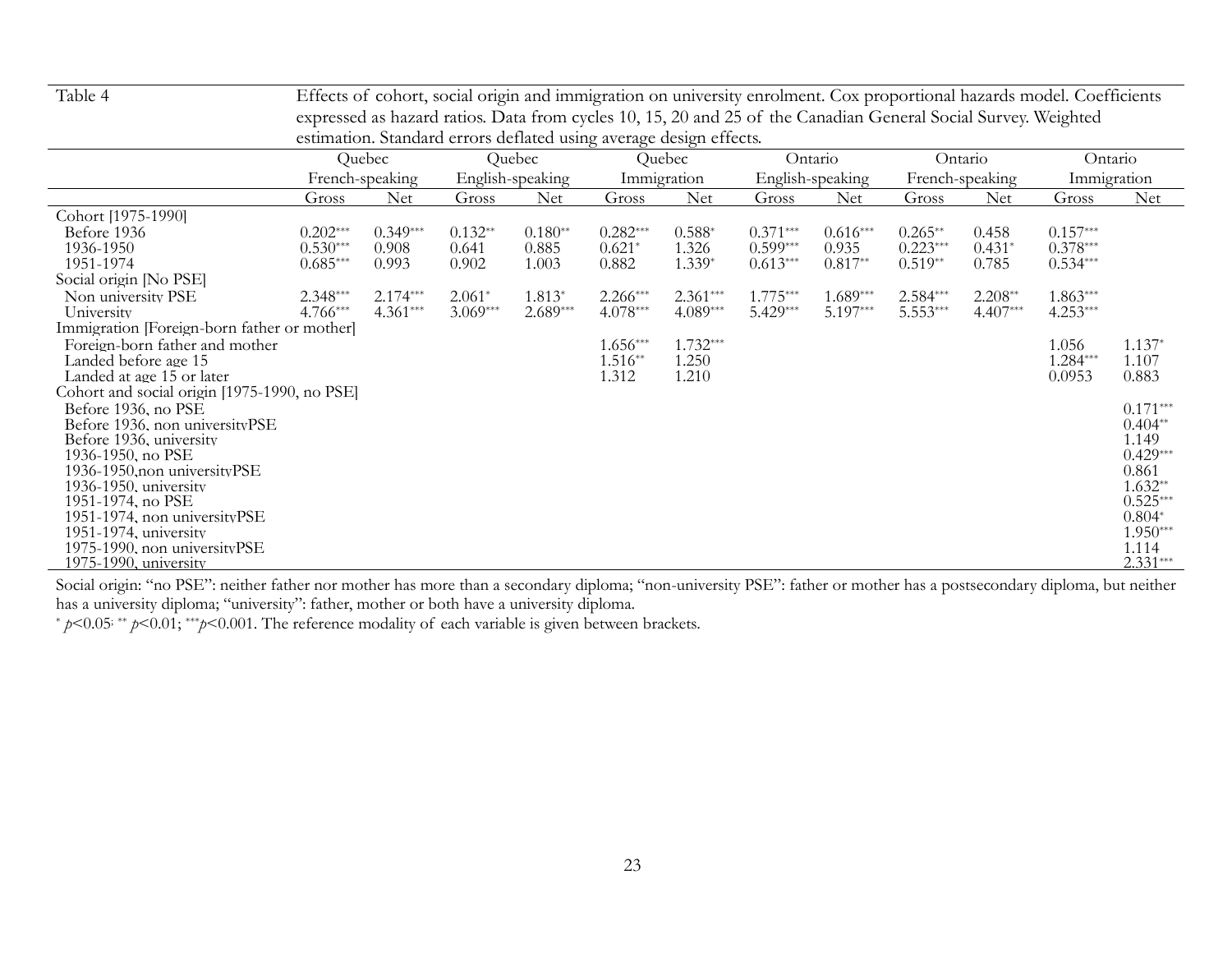Table 4 Effects of cohort, social origin and immigration on university enrolment. Cox proportional hazards model. Coefficients expressed as hazard ratios. Data from cycles 10, 15, 20 and 25 of the Canadian General Social Survey. Weighted estimation. Standard errors deflated using average design effects.

| | Quebec French-speaking | | Quebec English-speaking | | Quebec Immigration | | Ontario English-speaking | | Ontario French-speaking | | Ontario Immigration | |
|---|---|---|---|---|---|---|---|---|---|---|---|---|
| | Gross | Net | Gross | Net | Gross | Net | Gross | Net | Gross | Net | Gross | Net |
| Cohort [1975-1990] | | | | | | | | | | | | |
| Before 1936 | 0.202*** | 0.349*** | 0.132** | 0.180** | 0.282*** | 0.588* | 0.371*** | 0.616*** | 0.265** | 0.458 | 0.157*** | |
| 1936-1950 | 0.530*** | 0.908 | 0.641 | 0.885 | 0.621* | 1.326 | 0.599*** | 0.935 | 0.223*** | 0.431* | 0.378*** | |
| 1951-1974 | 0.685*** | 0.993 | 0.902 | 1.003 | 0.882 | 1.339* | 0.613*** | 0.817** | 0.519** | 0.785 | 0.534*** | |
| Social origin [No PSE] | | | | | | | | | | | | |
| Non university PSE | 2.348*** | 2.174*** | 2.061* | 1.813* | 2.266*** | 2.361*** | 1.775*** | 1.689*** | 2.584*** | 2.208** | 1.863*** | |
| University | 4.766*** | 4.361*** | 3.069*** | 2.689*** | 4.078*** | 4.089*** | 5.429*** | 5.197*** | 5.553*** | 4.407*** | 4.253*** | |
| Immigration [Foreign-born father or mother] | | | | | | | | | | | | |
| Foreign-born father and mother | | | | | 1.656*** | 1.732*** | | | | | 1.056 | 1.137* |
| Landed before age 15 | | | | | 1.516** | 1.250 | | | | | 1.284*** | 1.107 |
| Landed at age 15 or later | | | | | 1.312 | 1.210 | | | | | 0.0953 | 0.883 |
| Cohort and social origin [1975-1990, no PSE] | | | | | | | | | | | | |
| Before 1936, no PSE | | | | | | | | | | | | 0.171*** |
| Before 1936, non universityPSE | | | | | | | | | | | | 0.404** |
| Before 1936, university | | | | | | | | | | | | 1.149 |
| 1936-1950, no PSE | | | | | | | | | | | | 0.429*** |
| 1936-1950,non universityPSE | | | | | | | | | | | | 0.861 |
| 1936-1950, university | | | | | | | | | | | | 1.632** |
| 1951-1974, no PSE | | | | | | | | | | | | 0.525*** |
| 1951-1974, non universityPSE | | | | | | | | | | | | 0.804* |
| 1951-1974, university | | | | | | | | | | | | 1.950*** |
| 1975-1990, non universityPSE | | | | | | | | | | | | 1.114 |
| 1975-1990, university | | | | | | | | | | | | 2.331*** |

Social origin: "no PSE": neither father nor mother has more than a secondary diploma; "non-university PSE": father or mother has a postsecondary diploma, but neither has a university diploma; "university": father, mother or both have a university diploma.

* $p<0.05$; ** $p<0.01$; *** $p<0.001$. The reference modality of each variable is given between brackets.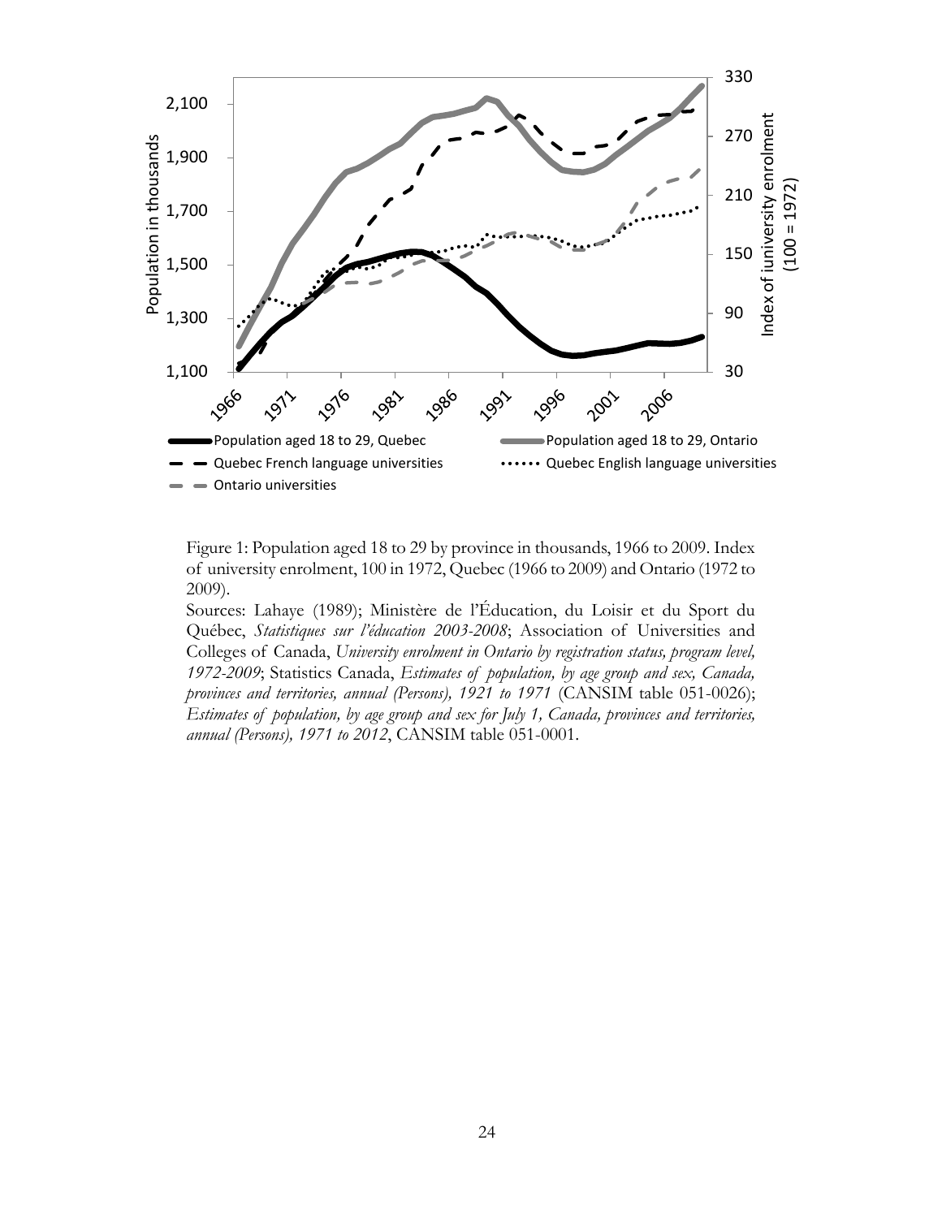Figure 1: Population aged 18 to 29 by province in thousands, 1966 to 2009. Index of university enrolment, 100 in 1972, Quebec (1966 to 2009) and Ontario (1972 to 2009).

Sources: Lahaye (1989); Ministère de l'Éducation, du Loisir et du Sport du Québec, *Statistiques sur l'éducation 2003-2008*; Association of Universities and Colleges of Canada, *University enrolment in Ontario by registration status, program level, 1972-2009*; Statistics Canada, *Estimates of population, by age group and sex, Canada, provinces and territories, annual (Persons), 1921 to 1971* (CANSIM table 051-0026); *Estimates of population, by age group and sex for July 1, Canada, provinces and territories, annual (Persons), 1971 to 2012*, CANSIM table 051-0001.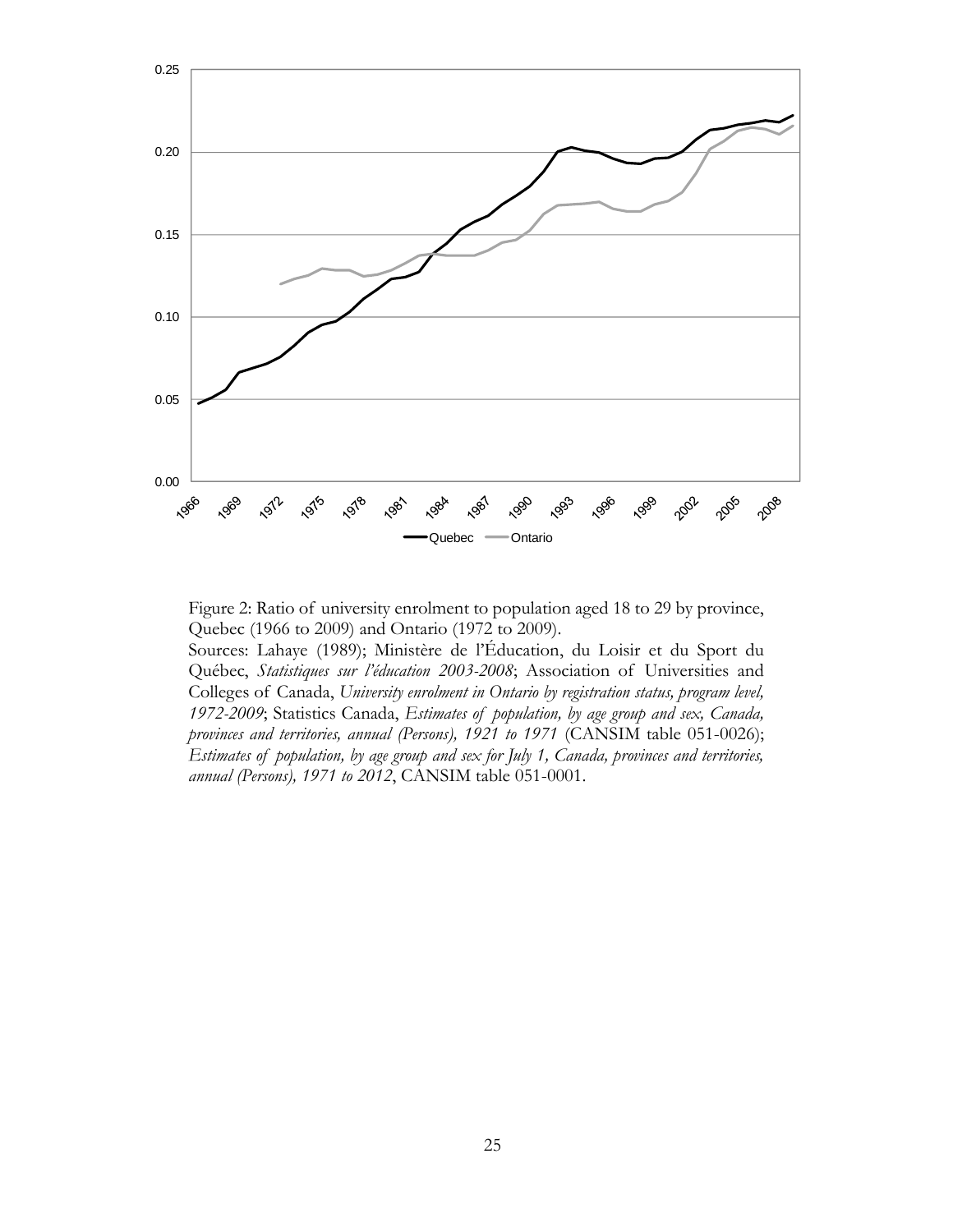Figure 2: Ratio of university enrolment to population aged 18 to 29 by province, Quebec (1966 to 2009) and Ontario (1972 to 2009).
Sources: Lahaye (1989); Ministère de l'Éducation, du Loisir et du Sport du Québec, *Statistiques sur l'éducation 2003-2008*; Association of Universities and Colleges of Canada, *University enrolment in Ontario by registration status, program level, 1972-2009*; Statistics Canada, *Estimates of population, by age group and sex, Canada, provinces and territories, annual (Persons), 1921 to 1971* (CANSIM table 051-0026); *Estimates of population, by age group and sex for July 1, Canada, provinces and territories, annual (Persons), 1971 to 2012*, CANSIM table 051-0001.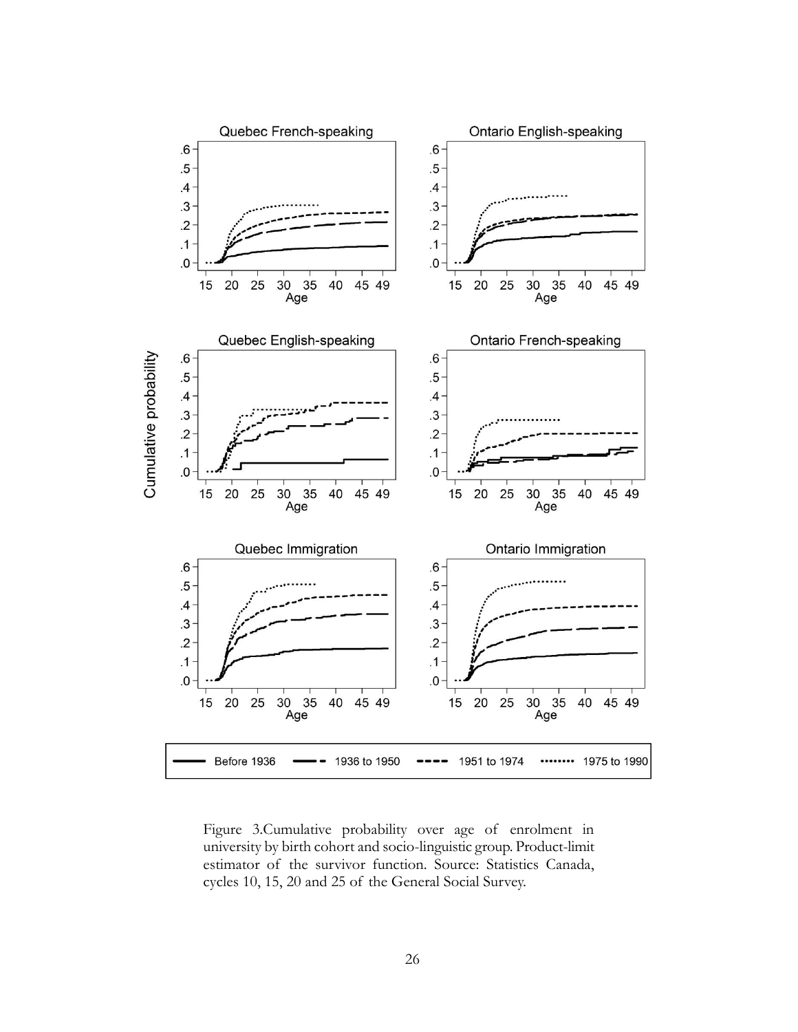Quebec French-speaking

Ontario English-speaking

Quebec English-speaking

Ontario French-speaking

Quebec Immigration

Ontario Immigration

Cumulative probability

.6 .5 .4 .3 .2 .1 .0

15 20 25 30 35 40 45 49

Age

Before 1936 — 1936 to 1950 — 1951 to 1974 — 1975 to 1990

Figure 3.Cumulative probability over age of enrolment in university by birth cohort and socio-linguistic group. Product-limit estimator of the survivor function. Source: Statistics Canada, cycles 10, 15, 20 and 25 of the General Social Survey.